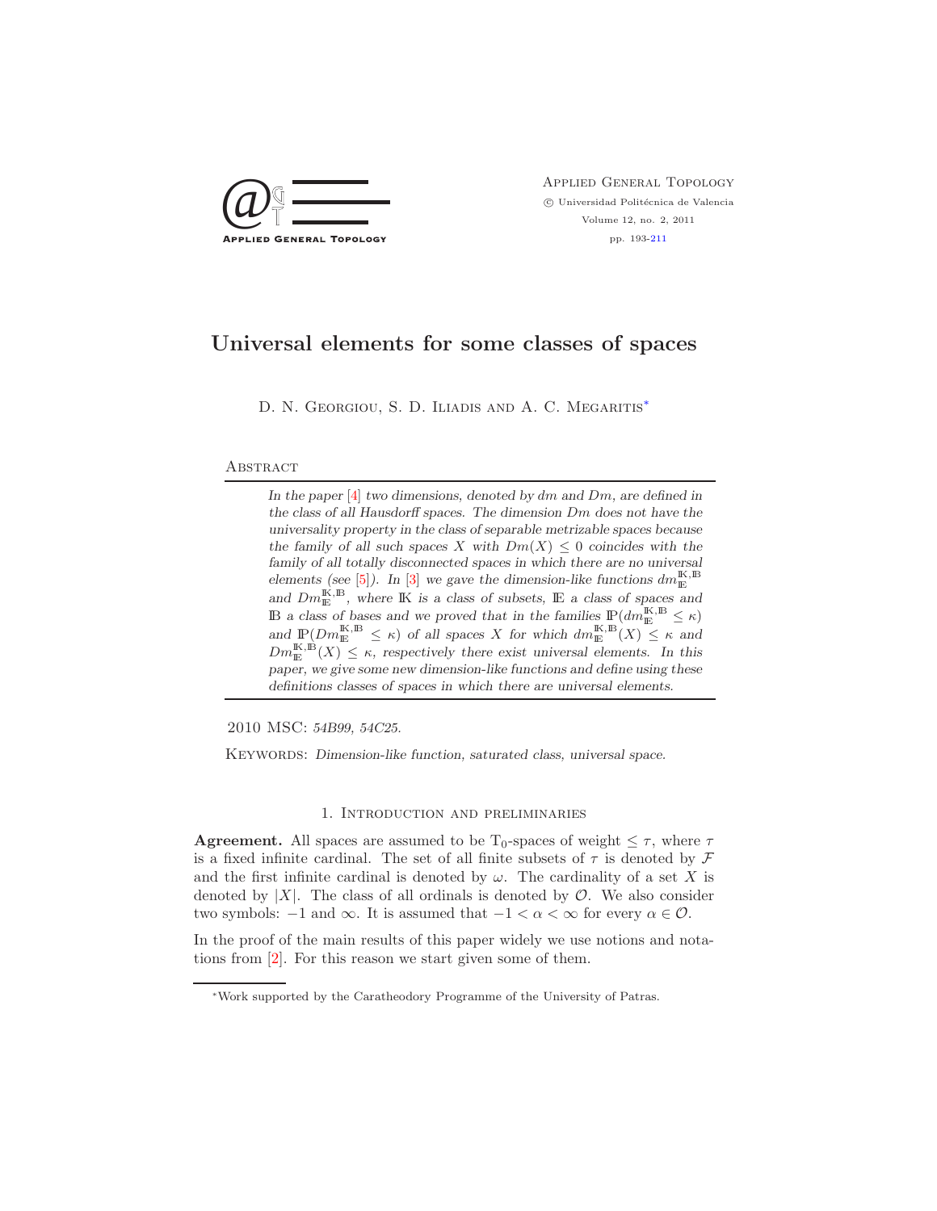# Universal elements for some classes of spaces

D. N. Georgiou, S. D. Iliadis and A. C. Megaritis*

## Abstract

*In the paper [4] two dimensions, denoted by $dm$ and $Dm$, are defined in the class of all Hausdorff spaces. The dimension $Dm$ does not have the universality property in the class of separable metrizable spaces because the family of all such spaces $X$ with $Dm(X) \leq 0$ coincides with the family of all totally disconnected spaces in which there are no universal elements (see [5]). In [3] we gave the dimension-like functions $dm_{\mathbb{E}}^{\mathbb{K},\mathbb{B}}$ and $Dm_{\mathbb{E}}^{\mathbb{K},\mathbb{B}}$, where $\mathbb{K}$ is a class of subsets, $\mathbb{E}$ a class of spaces and $\mathbb{B}$ a class of bases and we proved that in the families $\mathbb{P}(dm_{\mathbb{E}}^{\mathbb{K},\mathbb{B}} \leq \kappa)$ and $\mathbb{P}(Dm_{\mathbb{E}}^{\mathbb{K},\mathbb{B}} \leq \kappa)$ of all spaces $X$ for which $dm_{\mathbb{E}}^{\mathbb{K},\mathbb{B}}(X) \leq \kappa$ and $Dm_{\mathbb{E}}^{\mathbb{K},\mathbb{B}}(X) \leq \kappa$, respectively there exist universal elements. In this paper, we give some new dimension-like functions and define using these definitions classes of spaces in which there are universal elements.*

2010 MSC: *54B99, 54C25.*

Keywords: *Dimension-like function, saturated class, universal space.*

## 1. Introduction and preliminaries

**Agreement.** All spaces are assumed to be $T_0$-spaces of weight $\leq \tau$, where $\tau$ is a fixed infinite cardinal. The set of all finite subsets of $\tau$ is denoted by $\mathcal{F}$ and the first infinite cardinal is denoted by $\omega$. The cardinality of a set $X$ is denoted by $|X|$. The class of all ordinals is denoted by $\mathcal{O}$. We also consider two symbols: $-1$ and $\infty$. It is assumed that $-1 < \alpha < \infty$ for every $\alpha \in \mathcal{O}$.

In the proof of the main results of this paper widely we use notions and notations from [2]. For this reason we start given some of them.

*Work supported by the Caratheodory Programme of the University of Patras.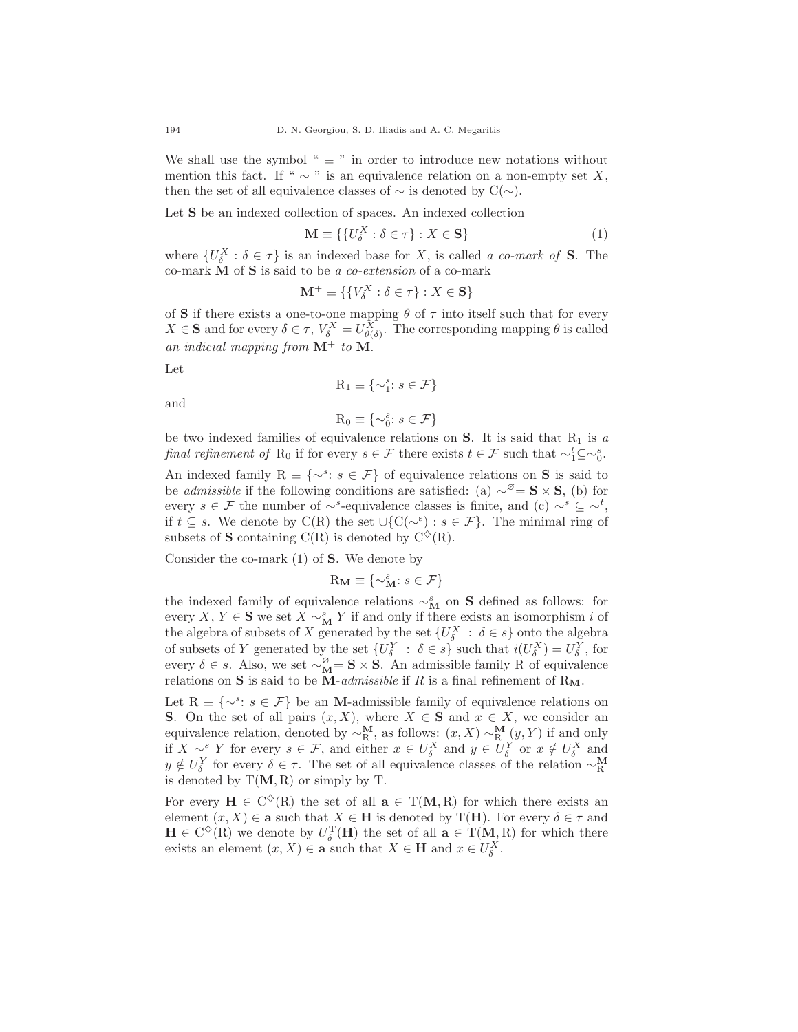We shall use the symbol " $\equiv$ " in order to introduce new notations without mention this fact. If " $\sim$ " is an equivalence relation on a non-empty set $X$, then the set of all equivalence classes of $\sim$ is denoted by $\mathrm{C}(\sim)$.

Let $\mathbf{S}$ be an indexed collection of spaces. An indexed collection

$$\mathbf{M} \equiv \{\{U_\delta^X : \delta \in \tau\} : X \in \mathbf{S}\} \tag{1}$$

where $\{U_\delta^X : \delta \in \tau\}$ is an indexed base for $X$, is called *a co-mark of* $\mathbf{S}$. The co-mark $\mathbf{M}$ of $\mathbf{S}$ is said to be *a co-extension* of a co-mark

$$\mathbf{M}^+ \equiv \{\{V_\delta^X : \delta \in \tau\} : X \in \mathbf{S}\}$$

of $\mathbf{S}$ if there exists a one-to-one mapping $\theta$ of $\tau$ into itself such that for every $X \in \mathbf{S}$ and for every $\delta \in \tau$, $V_\delta^X = U_{\theta(\delta)}^X$. The corresponding mapping $\theta$ is called *an indicial mapping from* $\mathbf{M}^+$ *to* $\mathbf{M}$.

Let

$$\mathrm{R}_1 \equiv \{\sim_1^s : s \in \mathcal{F}\}$$

and

$$\mathrm{R}_0 \equiv \{\sim_0^s : s \in \mathcal{F}\}$$

be two indexed families of equivalence relations on $\mathbf{S}$. It is said that $\mathrm{R}_1$ is *a final refinement of* $\mathrm{R}_0$ if for every $s \in \mathcal{F}$ there exists $t \in \mathcal{F}$ such that $\sim_1^t \subseteq \sim_0^s$.

An indexed family $\mathrm{R} \equiv \{\sim^s : s \in \mathcal{F}\}$ of equivalence relations on $\mathbf{S}$ is said to be *admissible* if the following conditions are satisfied: (a) $\sim^\varnothing = \mathbf{S} \times \mathbf{S}$, (b) for every $s \in \mathcal{F}$ the number of $\sim^s$-equivalence classes is finite, and (c) $\sim^s \subseteq \sim^t$, if $t \subseteq s$. We denote by $\mathrm{C}(\mathrm{R})$ the set $\cup\{\mathrm{C}(\sim^s) : s \in \mathcal{F}\}$. The minimal ring of subsets of $\mathbf{S}$ containing $\mathrm{C}(\mathrm{R})$ is denoted by $\mathrm{C}^\diamondsuit(\mathrm{R})$.

Consider the co-mark (1) of $\mathbf{S}$. We denote by

$$\mathrm{R}_\mathbf{M} \equiv \{\sim_\mathbf{M}^s : s \in \mathcal{F}\}$$

the indexed family of equivalence relations $\sim_\mathbf{M}^s$ on $\mathbf{S}$ defined as follows: for every $X, Y \in \mathbf{S}$ we set $X \sim_\mathbf{M}^s Y$ if and only if there exists an isomorphism $i$ of the algebra of subsets of $X$ generated by the set $\{U_\delta^X : \delta \in s\}$ onto the algebra of subsets of $Y$ generated by the set $\{U_\delta^Y : \delta \in s\}$ such that $i(U_\delta^X) = U_\delta^Y$, for every $\delta \in s$. Also, we set $\sim_\mathbf{M}^\varnothing = \mathbf{S} \times \mathbf{S}$. An admissible family R of equivalence relations on $\mathbf{S}$ is said to be $\mathbf{M}$-*admissible* if $R$ is a final refinement of $\mathrm{R}_\mathbf{M}$.

Let $\mathrm{R} \equiv \{\sim^s : s \in \mathcal{F}\}$ be an $\mathbf{M}$-admissible family of equivalence relations on $\mathbf{S}$. On the set of all pairs $(x, X)$, where $X \in \mathbf{S}$ and $x \in X$, we consider an equivalence relation, denoted by $\sim_\mathrm{R}^\mathbf{M}$, as follows: $(x, X) \sim_\mathrm{R}^\mathbf{M} (y, Y)$ if and only if $X \sim^s Y$ for every $s \in \mathcal{F}$, and either $x \in U_\delta^X$ and $y \in U_\delta^Y$ or $x \notin U_\delta^X$ and $y \notin U_\delta^Y$ for every $\delta \in \tau$. The set of all equivalence classes of the relation $\sim_\mathrm{R}^\mathbf{M}$ is denoted by $\mathrm{T}(\mathbf{M}, \mathrm{R})$ or simply by T.

For every $\mathbf{H} \in \mathrm{C}^\diamondsuit(\mathrm{R})$ the set of all $\mathbf{a} \in \mathrm{T}(\mathbf{M}, \mathrm{R})$ for which there exists an element $(x, X) \in \mathbf{a}$ such that $X \in \mathbf{H}$ is denoted by $\mathrm{T}(\mathbf{H})$. For every $\delta \in \tau$ and $\mathbf{H} \in \mathrm{C}^\diamondsuit(\mathrm{R})$ we denote by $U_\delta^\mathrm{T}(\mathbf{H})$ the set of all $\mathbf{a} \in \mathrm{T}(\mathbf{M}, \mathrm{R})$ for which there exists an element $(x, X) \in \mathbf{a}$ such that $X \in \mathbf{H}$ and $x \in U_\delta^X$.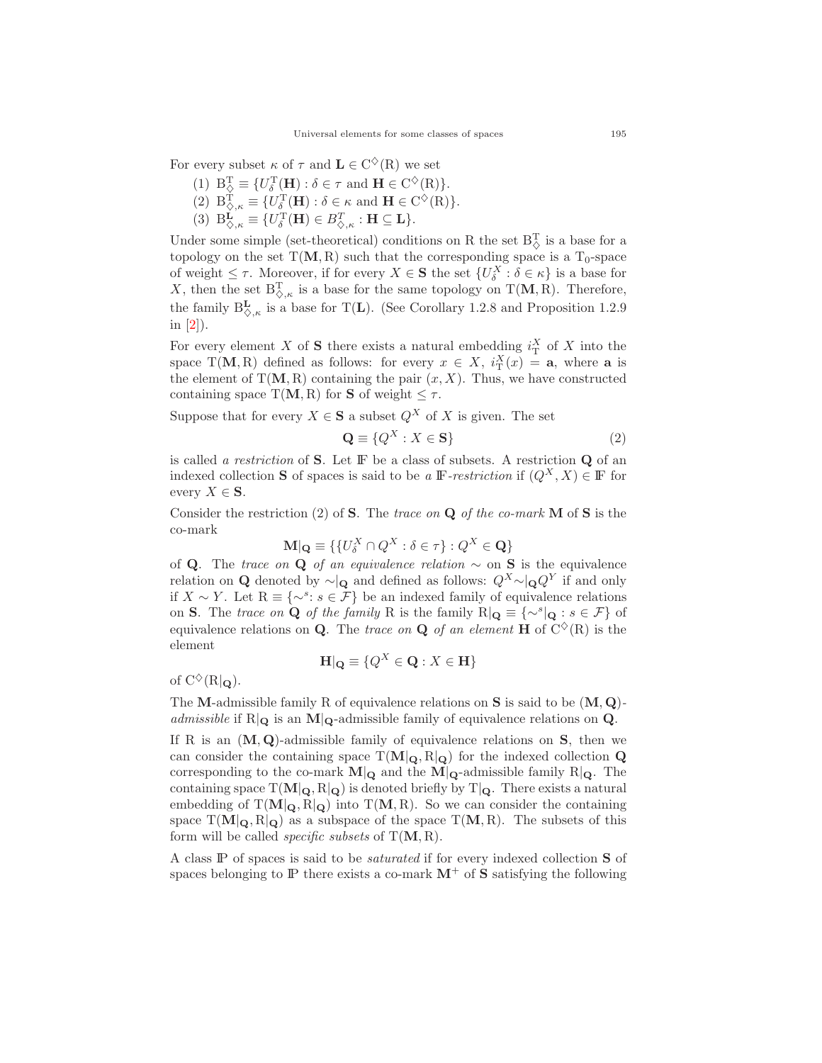For every subset $\kappa$ of $\tau$ and $\mathbf{L} \in \mathrm{C}^{\diamondsuit}(\mathrm{R})$ we set

1. $\mathrm{B}^{\mathrm{T}}_{\diamondsuit} \equiv \{U^{\mathrm{T}}_{\delta}(\mathbf{H}) : \delta \in \tau \text{ and } \mathbf{H} \in \mathrm{C}^{\diamondsuit}(\mathrm{R})\}$.
2. $\mathrm{B}^{\mathrm{T}}_{\diamondsuit,\kappa} \equiv \{U^{\mathrm{T}}_{\delta}(\mathbf{H}) : \delta \in \kappa \text{ and } \mathbf{H} \in \mathrm{C}^{\diamondsuit}(\mathrm{R})\}$.
3. $\mathrm{B}^{\mathbf{L}}_{\diamondsuit,\kappa} \equiv \{U^{\mathrm{T}}_{\delta}(\mathbf{H}) \in B^{T}_{\diamondsuit,\kappa} : \mathbf{H} \subseteq \mathbf{L}\}$.

Under some simple (set-theoretical) conditions on R the set $\mathrm{B}^{\mathrm{T}}_{\diamondsuit}$ is a base for a topology on the set $\mathrm{T}(\mathbf{M}, \mathrm{R})$ such that the corresponding space is a $\mathrm{T}_0$-space of weight $\leq \tau$. Moreover, if for every $X \in \mathbf{S}$ the set $\{U^{X}_{\delta} : \delta \in \kappa\}$ is a base for $X$, then the set $\mathrm{B}^{\mathrm{T}}_{\diamondsuit,\kappa}$ is a base for the same topology on $\mathrm{T}(\mathbf{M}, \mathrm{R})$. Therefore, the family $\mathrm{B}^{\mathbf{L}}_{\diamondsuit,\kappa}$ is a base for $\mathrm{T}(\mathbf{L})$. (See Corollary 1.2.8 and Proposition 1.2.9 in [2]).

For every element $X$ of $\mathbf{S}$ there exists a natural embedding $i^{X}_{\mathrm{T}}$ of $X$ into the space $\mathrm{T}(\mathbf{M}, \mathrm{R})$ defined as follows: for every $x \in X$, $i^{X}_{\mathrm{T}}(x) = \mathbf{a}$, where $\mathbf{a}$ is the element of $\mathrm{T}(\mathbf{M}, \mathrm{R})$ containing the pair $(x, X)$. Thus, we have constructed containing space $\mathrm{T}(\mathbf{M}, \mathrm{R})$ for $\mathbf{S}$ of weight $\leq \tau$.

Suppose that for every $X \in \mathbf{S}$ a subset $Q^{X}$ of $X$ is given. The set

$$\mathbf{Q} \equiv \{Q^{X} : X \in \mathbf{S}\} \tag{2}$$

is called *a restriction* of $\mathbf{S}$. Let $\mathbb{F}$ be a class of subsets. A restriction $\mathbf{Q}$ of an indexed collection $\mathbf{S}$ of spaces is said to be *a* $\mathbb{F}$*-restriction* if $(Q^{X}, X) \in \mathbb{F}$ for every $X \in \mathbf{S}$.

Consider the restriction (2) of $\mathbf{S}$. The *trace on* $\mathbf{Q}$ *of the co-mark* $\mathbf{M}$ of $\mathbf{S}$ is the co-mark

$$\mathbf{M}|_{\mathbf{Q}} \equiv \{\{U^{X}_{\delta} \cap Q^{X} : \delta \in \tau\} : Q^{X} \in \mathbf{Q}\}$$

of $\mathbf{Q}$. The *trace on* $\mathbf{Q}$ *of an equivalence relation* $\sim$ on $\mathbf{S}$ is the equivalence relation on $\mathbf{Q}$ denoted by $\sim|_{\mathbf{Q}}$ and defined as follows: $Q^{X} \sim|_{\mathbf{Q}} Q^{Y}$ if and only if $X \sim Y$. Let $\mathrm{R} \equiv \{\sim^{s} : s \in \mathcal{F}\}$ be an indexed family of equivalence relations on $\mathbf{S}$. The *trace on* $\mathbf{Q}$ *of the family* R is the family $\mathrm{R}|_{\mathbf{Q}} \equiv \{\sim^{s}|_{\mathbf{Q}} : s \in \mathcal{F}\}$ of equivalence relations on $\mathbf{Q}$. The *trace on* $\mathbf{Q}$ *of an element* $\mathbf{H}$ of $\mathrm{C}^{\diamondsuit}(\mathrm{R})$ is the element

$$\mathbf{H}|_{\mathbf{Q}} \equiv \{Q^{X} \in \mathbf{Q} : X \in \mathbf{H}\}$$

of $\mathrm{C}^{\diamondsuit}(\mathrm{R}|_{\mathbf{Q}})$.

The $\mathbf{M}$-admissible family R of equivalence relations on $\mathbf{S}$ is said to be $(\mathbf{M}, \mathbf{Q})$-*admissible* if $\mathrm{R}|_{\mathbf{Q}}$ is an $\mathbf{M}|_{\mathbf{Q}}$-admissible family of equivalence relations on $\mathbf{Q}$.

If R is an $(\mathbf{M}, \mathbf{Q})$-admissible family of equivalence relations on $\mathbf{S}$, then we can consider the containing space $\mathrm{T}(\mathbf{M}|_{\mathbf{Q}}, \mathrm{R}|_{\mathbf{Q}})$ for the indexed collection $\mathbf{Q}$ corresponding to the co-mark $\mathbf{M}|_{\mathbf{Q}}$ and the $\mathbf{M}|_{\mathbf{Q}}$-admissible family $\mathrm{R}|_{\mathbf{Q}}$. The containing space $\mathrm{T}(\mathbf{M}|_{\mathbf{Q}}, \mathrm{R}|_{\mathbf{Q}})$ is denoted briefly by $\mathrm{T}|_{\mathbf{Q}}$. There exists a natural embedding of $\mathrm{T}(\mathbf{M}|_{\mathbf{Q}}, \mathrm{R}|_{\mathbf{Q}})$ into $\mathrm{T}(\mathbf{M}, \mathrm{R})$. So we can consider the containing space $\mathrm{T}(\mathbf{M}|_{\mathbf{Q}}, \mathrm{R}|_{\mathbf{Q}})$ as a subspace of the space $\mathrm{T}(\mathbf{M}, \mathrm{R})$. The subsets of this form will be called *specific subsets* of $\mathrm{T}(\mathbf{M}, \mathrm{R})$.

A class $\mathbb{P}$ of spaces is said to be *saturated* if for every indexed collection $\mathbf{S}$ of spaces belonging to $\mathbb{P}$ there exists a co-mark $\mathbf{M}^{+}$ of $\mathbf{S}$ satisfying the following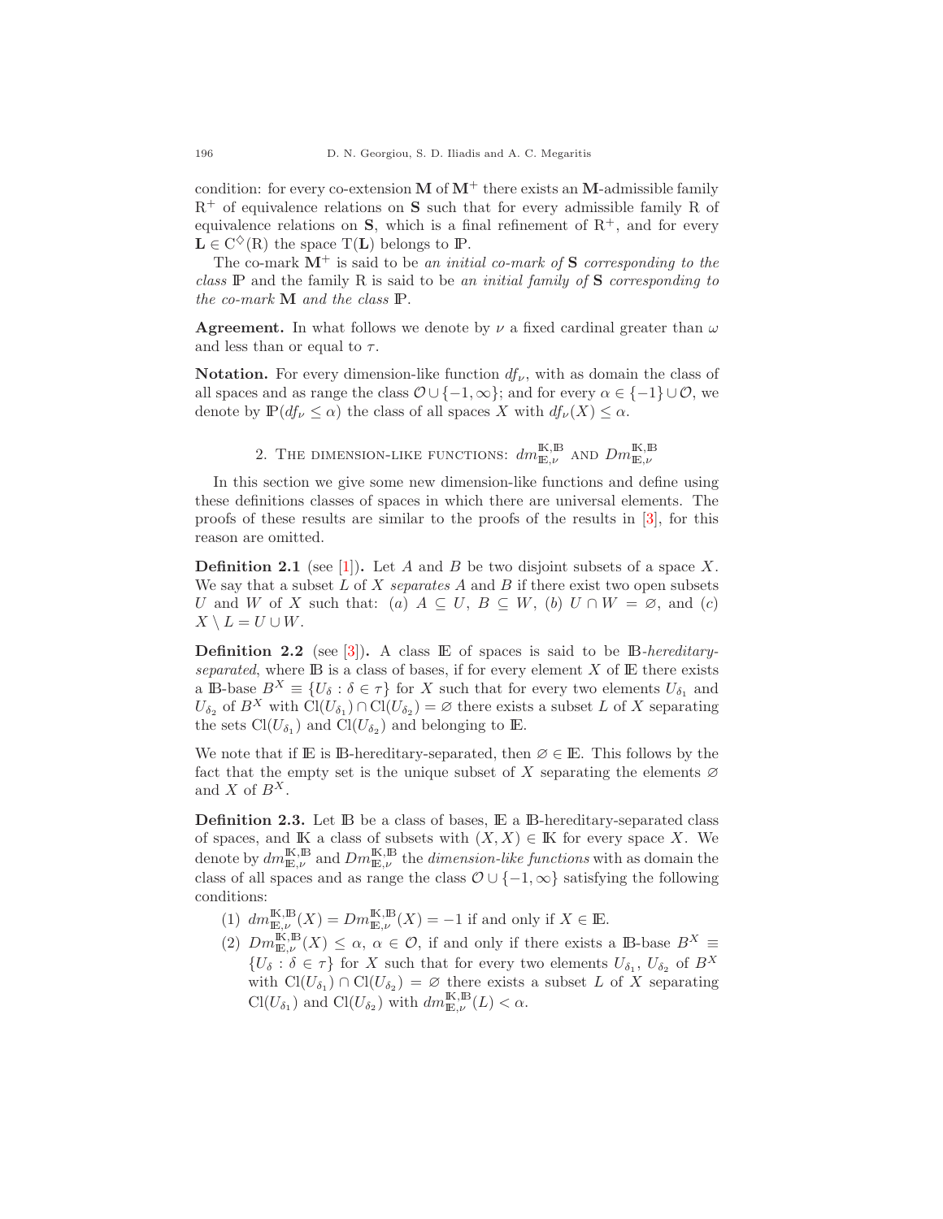condition: for every co-extension $\mathbf{M}$ of $\mathbf{M}^+$ there exists an $\mathbf{M}$-admissible family $\mathrm{R}^+$ of equivalence relations on $\mathbf{S}$ such that for every admissible family R of equivalence relations on $\mathbf{S}$, which is a final refinement of $\mathrm{R}^+$, and for every $\mathbf{L} \in \mathrm{C}^{\diamondsuit}(\mathrm{R})$ the space $\mathrm{T}(\mathbf{L})$ belongs to $\mathbb{P}$.

The co-mark $\mathbf{M}^+$ is said to be *an initial co-mark of* $\mathbf{S}$ *corresponding to the class* $\mathbb{P}$ and the family R is said to be *an initial family of* $\mathbf{S}$ *corresponding to the co-mark* $\mathbf{M}$ *and the class* $\mathbb{P}$.

**Agreement.** In what follows we denote by $\nu$ a fixed cardinal greater than $\omega$ and less than or equal to $\tau$.

**Notation.** For every dimension-like function $df_\nu$, with as domain the class of all spaces and as range the class $\mathcal{O} \cup \{-1, \infty\}$; and for every $\alpha \in \{-1\} \cup \mathcal{O}$, we denote by $\mathbb{P}(df_\nu \leq \alpha)$ the class of all spaces $X$ with $df_\nu(X) \leq \alpha$.

## 2. The dimension-like functions: $dm^{\mathbb{K},\mathbb{B}}_{\mathbb{E},\nu}$ and $Dm^{\mathbb{K},\mathbb{B}}_{\mathbb{E},\nu}$

In this section we give some new dimension-like functions and define using these definitions classes of spaces in which there are universal elements. The proofs of these results are similar to the proofs of the results in [3], for this reason are omitted.

**Definition 2.1** (see [1])**.** Let $A$ and $B$ be two disjoint subsets of a space $X$. We say that a subset $L$ of $X$ *separates* $A$ and $B$ if there exist two open subsets $U$ and $W$ of $X$ such that: (*a*) $A \subseteq U$, $B \subseteq W$, (*b*) $U \cap W = \varnothing$, and (*c*) $X \setminus L = U \cup W$.

**Definition 2.2** (see [3])**.** A class $\mathbb{E}$ of spaces is said to be $\mathbb{B}$-*hereditary-separated*, where $\mathbb{B}$ is a class of bases, if for every element $X$ of $\mathbb{E}$ there exists a $\mathbb{B}$-base $B^X \equiv \{U_\delta : \delta \in \tau\}$ for $X$ such that for every two elements $U_{\delta_1}$ and $U_{\delta_2}$ of $B^X$ with $\mathrm{Cl}(U_{\delta_1}) \cap \mathrm{Cl}(U_{\delta_2}) = \varnothing$ there exists a subset $L$ of $X$ separating the sets $\mathrm{Cl}(U_{\delta_1})$ and $\mathrm{Cl}(U_{\delta_2})$ and belonging to $\mathbb{E}$.

We note that if $\mathbb{E}$ is $\mathbb{B}$-hereditary-separated, then $\varnothing \in \mathbb{E}$. This follows by the fact that the empty set is the unique subset of $X$ separating the elements $\varnothing$ and $X$ of $B^X$.

**Definition 2.3.** Let $\mathbb{B}$ be a class of bases, $\mathbb{E}$ a $\mathbb{B}$-hereditary-separated class of spaces, and $\mathbb{K}$ a class of subsets with $(X, X) \in \mathbb{K}$ for every space $X$. We denote by $dm^{\mathbb{K},\mathbb{B}}_{\mathbb{E},\nu}$ and $Dm^{\mathbb{K},\mathbb{B}}_{\mathbb{E},\nu}$ the *dimension-like functions* with as domain the class of all spaces and as range the class $\mathcal{O} \cup \{-1, \infty\}$ satisfying the following conditions:

1. $dm^{\mathbb{K},\mathbb{B}}_{\mathbb{E},\nu}(X) = Dm^{\mathbb{K},\mathbb{B}}_{\mathbb{E},\nu}(X) = -1$ if and only if $X \in \mathbb{E}$.
2. $Dm^{\mathbb{K},\mathbb{B}}_{\mathbb{E},\nu}(X) \leq \alpha$, $\alpha \in \mathcal{O}$, if and only if there exists a $\mathbb{B}$-base $B^X \equiv \{U_\delta : \delta \in \tau\}$ for $X$ such that for every two elements $U_{\delta_1}$, $U_{\delta_2}$ of $B^X$ with $\mathrm{Cl}(U_{\delta_1}) \cap \mathrm{Cl}(U_{\delta_2}) = \varnothing$ there exists a subset $L$ of $X$ separating $\mathrm{Cl}(U_{\delta_1})$ and $\mathrm{Cl}(U_{\delta_2})$ with $dm^{\mathbb{K},\mathbb{B}}_{\mathbb{E},\nu}(L) < \alpha$.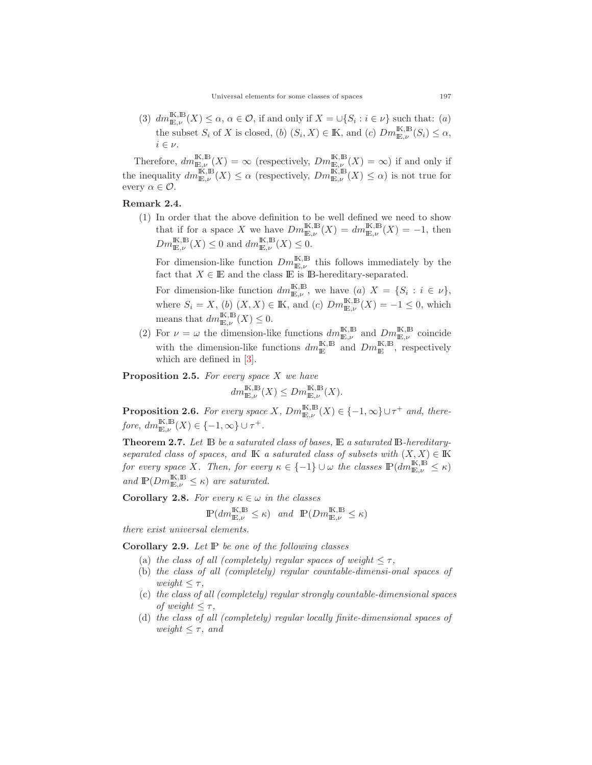(3) $dm^{\mathbb{K},\mathbb{B}}_{\mathbb{E},\nu}(X) \leq \alpha$, $\alpha \in \mathcal{O}$, if and only if $X = \cup\{S_i : i \in \nu\}$ such that: $(a)$ the subset $S_i$ of $X$ is closed, $(b)$ $(S_i, X) \in \mathbb{K}$, and $(c)$ $Dm^{\mathbb{K},\mathbb{B}}_{\mathbb{E},\nu}(S_i) \leq \alpha$, $i \in \nu$.

Therefore, $dm^{\mathbb{K},\mathbb{B}}_{\mathbb{E},\nu}(X) = \infty$ (respectively, $Dm^{\mathbb{K},\mathbb{B}}_{\mathbb{E},\nu}(X) = \infty$) if and only if the inequality $dm^{\mathbb{K},\mathbb{B}}_{\mathbb{E},\nu}(X) \leq \alpha$ (respectively, $Dm^{\mathbb{K},\mathbb{B}}_{\mathbb{E},\nu}(X) \leq \alpha$) is not true for every $\alpha \in \mathcal{O}$.

**Remark 2.4.**

(1) In order that the above definition to be well defined we need to show that if for a space $X$ we have $Dm^{\mathbb{K},\mathbb{B}}_{\mathbb{E},\nu}(X) = dm^{\mathbb{K},\mathbb{B}}_{\mathbb{E},\nu}(X) = -1$, then $Dm^{\mathbb{K},\mathbb{B}}_{\mathbb{E},\nu}(X) \leq 0$ and $dm^{\mathbb{K},\mathbb{B}}_{\mathbb{E},\nu}(X) \leq 0$.

For dimension-like function $Dm^{\mathbb{K},\mathbb{B}}_{\mathbb{E},\nu}$ this follows immediately by the fact that $X \in \mathbb{E}$ and the class $\mathbb{E}$ is $\mathbb{B}$-hereditary-separated.

For dimension-like function $dm^{\mathbb{K},\mathbb{B}}_{\mathbb{E},\nu}$, we have $(a)$ $X = \{S_i : i \in \nu\}$, where $S_i = X$, $(b)$ $(X, X) \in \mathbb{K}$, and $(c)$ $Dm^{\mathbb{K},\mathbb{B}}_{\mathbb{E},\nu}(X) = -1 \leq 0$, which means that $dm^{\mathbb{K},\mathbb{B}}_{\mathbb{E},\nu}(X) \leq 0$.

(2) For $\nu = \omega$ the dimension-like functions $dm^{\mathbb{K},\mathbb{B}}_{\mathbb{E},\nu}$ and $Dm^{\mathbb{K},\mathbb{B}}_{\mathbb{E},\nu}$ coincide with the dimension-like functions $dm^{\mathbb{K},\mathbb{B}}_{\mathbb{E}}$ and $Dm^{\mathbb{K},\mathbb{B}}_{\mathbb{E}}$, respectively which are defined in [3].

**Proposition 2.5.** *For every space $X$ we have*

$$dm^{\mathbb{K},\mathbb{B}}_{\mathbb{E},\nu}(X) \leq Dm^{\mathbb{K},\mathbb{B}}_{\mathbb{E},\nu}(X).$$

**Proposition 2.6.** *For every space $X$, $Dm^{\mathbb{K},\mathbb{B}}_{\mathbb{E},\nu}(X) \in \{-1, \infty\} \cup \tau^+$ and, therefore, $dm^{\mathbb{K},\mathbb{B}}_{\mathbb{E},\nu}(X) \in \{-1, \infty\} \cup \tau^+$.*

**Theorem 2.7.** *Let $\mathbb{B}$ be a saturated class of bases, $\mathbb{E}$ a saturated $\mathbb{B}$-hereditary-separated class of spaces, and $\mathbb{K}$ a saturated class of subsets with $(X, X) \in \mathbb{K}$ for every space $X$. Then, for every $\kappa \in \{-1\} \cup \omega$ the classes $\mathbb{P}(dm^{\mathbb{K},\mathbb{B}}_{\mathbb{E},\nu} \leq \kappa)$ and $\mathbb{P}(Dm^{\mathbb{K},\mathbb{B}}_{\mathbb{E},\nu} \leq \kappa)$ are saturated.*

**Corollary 2.8.** *For every $\kappa \in \omega$ in the classes*

$$\mathbb{P}(dm^{\mathbb{K},\mathbb{B}}_{\mathbb{E},\nu} \leq \kappa) \quad and \quad \mathbb{P}(Dm^{\mathbb{K},\mathbb{B}}_{\mathbb{E},\nu} \leq \kappa)$$

*there exist universal elements.*

**Corollary 2.9.** *Let $\mathbb{P}$ be one of the following classes*

(a) *the class of all (completely) regular spaces of weight $\leq \tau$,*

(b) *the class of all (completely) regular countable-dimensi-onal spaces of weight $\leq \tau$,*

(c) *the class of all (completely) regular strongly countable-dimensional spaces of weight $\leq \tau$,*

(d) *the class of all (completely) regular locally finite-dimensional spaces of weight $\leq \tau$, and*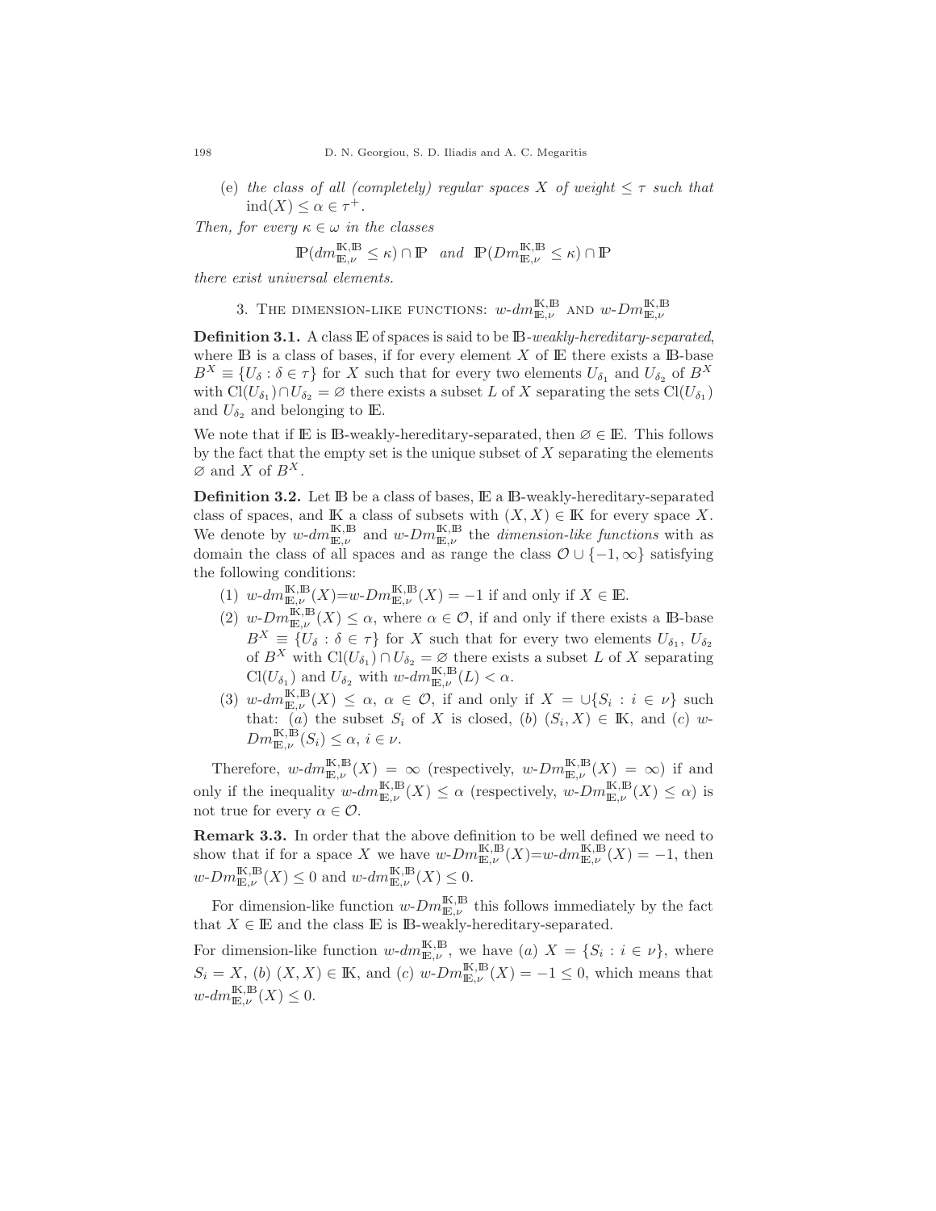(e) *the class of all (completely) regular spaces $X$ of weight $\leq \tau$ such that* $\mathrm{ind}(X) \leq \alpha \in \tau^+$.

*Then, for every $\kappa \in \omega$ in the classes*

$$\mathbb{P}(dm^{\mathbb{K},\mathbb{B}}_{\mathbb{E},\nu} \leq \kappa) \cap \mathbb{P} \quad \textit{and} \quad \mathbb{P}(Dm^{\mathbb{K},\mathbb{B}}_{\mathbb{E},\nu} \leq \kappa) \cap \mathbb{P}$$

*there exist universal elements.*

## 3. The dimension-like functions: $w\text{-}dm^{\mathbb{K},\mathbb{B}}_{\mathbb{E},\nu}$ and $w\text{-}Dm^{\mathbb{K},\mathbb{B}}_{\mathbb{E},\nu}$

**Definition 3.1.** A class $\mathbb{E}$ of spaces is said to be $\mathbb{B}$*-weakly-hereditary-separated*, where $\mathbb{B}$ is a class of bases, if for every element $X$ of $\mathbb{E}$ there exists a $\mathbb{B}$-base $B^X \equiv \{U_\delta : \delta \in \tau\}$ for $X$ such that for every two elements $U_{\delta_1}$ and $U_{\delta_2}$ of $B^X$ with $\mathrm{Cl}(U_{\delta_1}) \cap U_{\delta_2} = \varnothing$ there exists a subset $L$ of $X$ separating the sets $\mathrm{Cl}(U_{\delta_1})$ and $U_{\delta_2}$ and belonging to $\mathbb{E}$.

We note that if $\mathbb{E}$ is $\mathbb{B}$-weakly-hereditary-separated, then $\varnothing \in \mathbb{E}$. This follows by the fact that the empty set is the unique subset of $X$ separating the elements $\varnothing$ and $X$ of $B^X$.

**Definition 3.2.** Let $\mathbb{B}$ be a class of bases, $\mathbb{E}$ a $\mathbb{B}$-weakly-hereditary-separated class of spaces, and $\mathbb{K}$ a class of subsets with $(X, X) \in \mathbb{K}$ for every space $X$. We denote by $w\text{-}dm^{\mathbb{K},\mathbb{B}}_{\mathbb{E},\nu}$ and $w\text{-}Dm^{\mathbb{K},\mathbb{B}}_{\mathbb{E},\nu}$ the *dimension-like functions* with as domain the class of all spaces and as range the class $\mathcal{O} \cup \{-1, \infty\}$ satisfying the following conditions:

(1) $w\text{-}dm^{\mathbb{K},\mathbb{B}}_{\mathbb{E},\nu}(X)$=$w\text{-}Dm^{\mathbb{K},\mathbb{B}}_{\mathbb{E},\nu}(X) = -1$ if and only if $X \in \mathbb{E}$.

(2) $w\text{-}Dm^{\mathbb{K},\mathbb{B}}_{\mathbb{E},\nu}(X) \leq \alpha$, where $\alpha \in \mathcal{O}$, if and only if there exists a $\mathbb{B}$-base $B^X \equiv \{U_\delta : \delta \in \tau\}$ for $X$ such that for every two elements $U_{\delta_1}$, $U_{\delta_2}$ of $B^X$ with $\mathrm{Cl}(U_{\delta_1}) \cap U_{\delta_2} = \varnothing$ there exists a subset $L$ of $X$ separating $\mathrm{Cl}(U_{\delta_1})$ and $U_{\delta_2}$ with $w\text{-}dm^{\mathbb{K},\mathbb{B}}_{\mathbb{E},\nu}(L) < \alpha$.

(3) $w\text{-}dm^{\mathbb{K},\mathbb{B}}_{\mathbb{E},\nu}(X) \leq \alpha$, $\alpha \in \mathcal{O}$, if and only if $X = \cup\{S_i : i \in \nu\}$ such that: $(a)$ the subset $S_i$ of $X$ is closed, $(b)$ $(S_i, X) \in \mathbb{K}$, and $(c)$ $w\text{-}Dm^{\mathbb{K},\mathbb{B}}_{\mathbb{E},\nu}(S_i) \leq \alpha$, $i \in \nu$.

Therefore, $w\text{-}dm^{\mathbb{K},\mathbb{B}}_{\mathbb{E},\nu}(X) = \infty$ (respectively, $w\text{-}Dm^{\mathbb{K},\mathbb{B}}_{\mathbb{E},\nu}(X) = \infty$) if and only if the inequality $w\text{-}dm^{\mathbb{K},\mathbb{B}}_{\mathbb{E},\nu}(X) \leq \alpha$ (respectively, $w\text{-}Dm^{\mathbb{K},\mathbb{B}}_{\mathbb{E},\nu}(X) \leq \alpha$) is not true for every $\alpha \in \mathcal{O}$.

**Remark 3.3.** In order that the above definition to be well defined we need to show that if for a space $X$ we have $w\text{-}Dm^{\mathbb{K},\mathbb{B}}_{\mathbb{E},\nu}(X)$=$w\text{-}dm^{\mathbb{K},\mathbb{B}}_{\mathbb{E},\nu}(X) = -1$, then $w\text{-}Dm^{\mathbb{K},\mathbb{B}}_{\mathbb{E},\nu}(X) \leq 0$ and $w\text{-}dm^{\mathbb{K},\mathbb{B}}_{\mathbb{E},\nu}(X) \leq 0$.

For dimension-like function $w\text{-}Dm^{\mathbb{K},\mathbb{B}}_{\mathbb{E},\nu}$ this follows immediately by the fact that $X \in \mathbb{E}$ and the class $\mathbb{E}$ is $\mathbb{B}$-weakly-hereditary-separated.

For dimension-like function $w\text{-}dm^{\mathbb{K},\mathbb{B}}_{\mathbb{E},\nu}$, we have $(a)$ $X = \{S_i : i \in \nu\}$, where $S_i = X$, $(b)$ $(X, X) \in \mathbb{K}$, and $(c)$ $w\text{-}Dm^{\mathbb{K},\mathbb{B}}_{\mathbb{E},\nu}(X) = -1 \leq 0$, which means that $w\text{-}dm^{\mathbb{K},\mathbb{B}}_{\mathbb{E},\nu}(X) \leq 0$.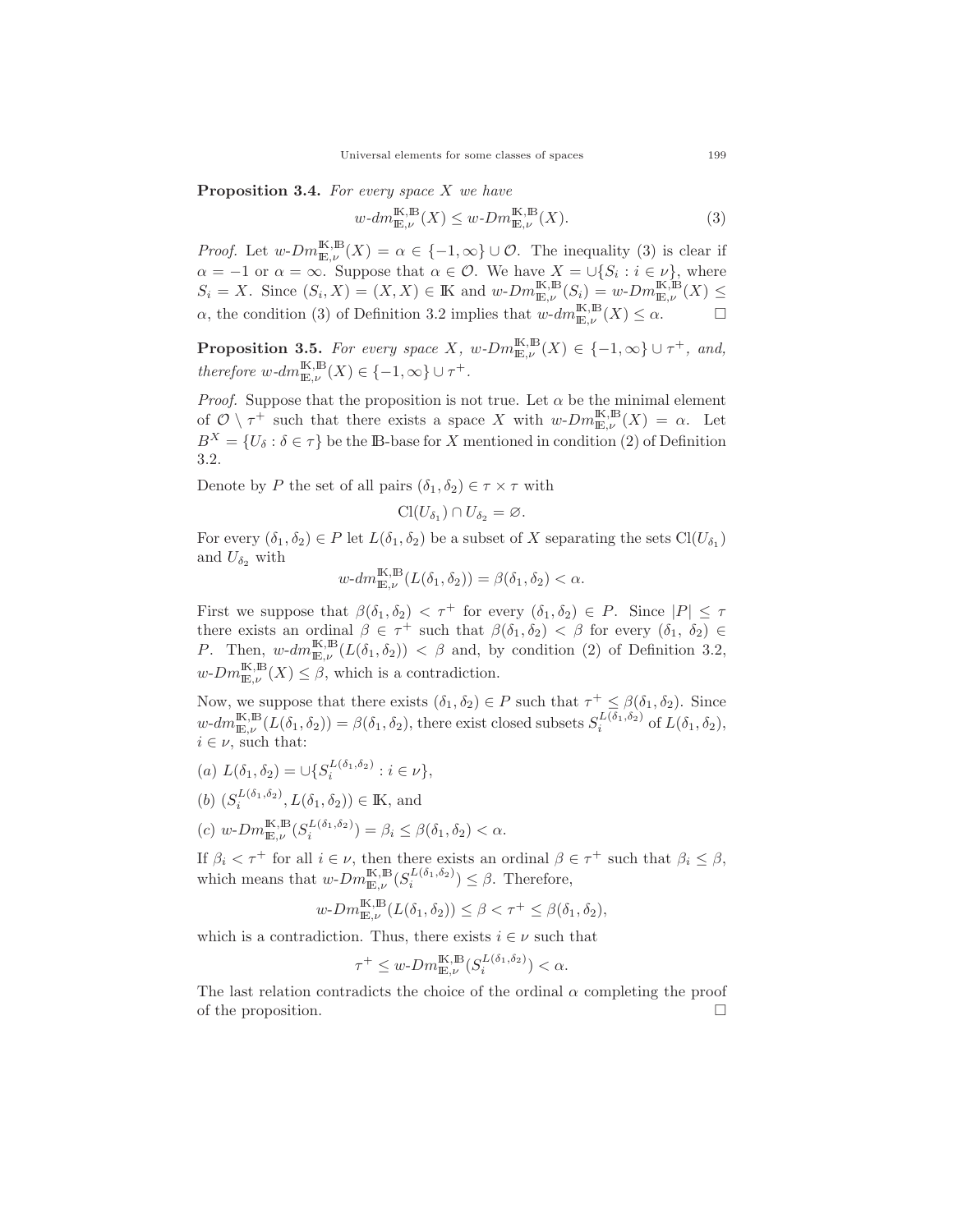**Proposition 3.4.** *For every space $X$ we have*

$$w\text{-}dm^{\mathbb{K},\mathbb{B}}_{\mathbb{E},\nu}(X) \leq w\text{-}Dm^{\mathbb{K},\mathbb{B}}_{\mathbb{E},\nu}(X). \tag{3}$$

*Proof.* Let $w\text{-}Dm^{\mathbb{K},\mathbb{B}}_{\mathbb{E},\nu}(X) = \alpha \in \{-1,\infty\} \cup \mathcal{O}$. The inequality (3) is clear if $\alpha = -1$ or $\alpha = \infty$. Suppose that $\alpha \in \mathcal{O}$. We have $X = \cup\{S_i : i \in \nu\}$, where $S_i = X$. Since $(S_i, X) = (X, X) \in \mathbb{K}$ and $w\text{-}Dm^{\mathbb{K},\mathbb{B}}_{\mathbb{E},\nu}(S_i) = w\text{-}Dm^{\mathbb{K},\mathbb{B}}_{\mathbb{E},\nu}(X) \leq \alpha$, the condition (3) of Definition 3.2 implies that $w\text{-}dm^{\mathbb{K},\mathbb{B}}_{\mathbb{E},\nu}(X) \leq \alpha$. $\square$

**Proposition 3.5.** *For every space $X$, $w\text{-}Dm^{\mathbb{K},\mathbb{B}}_{\mathbb{E},\nu}(X) \in \{-1,\infty\} \cup \tau^+$, and, therefore $w\text{-}dm^{\mathbb{K},\mathbb{B}}_{\mathbb{E},\nu}(X) \in \{-1,\infty\} \cup \tau^+$.*

*Proof.* Suppose that the proposition is not true. Let $\alpha$ be the minimal element of $\mathcal{O} \setminus \tau^+$ such that there exists a space $X$ with $w\text{-}Dm^{\mathbb{K},\mathbb{B}}_{\mathbb{E},\nu}(X) = \alpha$. Let $B^X = \{U_\delta : \delta \in \tau\}$ be the $\mathbb{B}$-base for $X$ mentioned in condition (2) of Definition 3.2.

Denote by $P$ the set of all pairs $(\delta_1, \delta_2) \in \tau \times \tau$ with

$$\mathrm{Cl}(U_{\delta_1}) \cap U_{\delta_2} = \varnothing.$$

For every $(\delta_1, \delta_2) \in P$ let $L(\delta_1, \delta_2)$ be a subset of $X$ separating the sets $\mathrm{Cl}(U_{\delta_1})$ and $U_{\delta_2}$ with

$$w\text{-}dm^{\mathbb{K},\mathbb{B}}_{\mathbb{E},\nu}(L(\delta_1, \delta_2)) = \beta(\delta_1, \delta_2) < \alpha.$$

First we suppose that $\beta(\delta_1, \delta_2) < \tau^+$ for every $(\delta_1, \delta_2) \in P$. Since $|P| \leq \tau$ there exists an ordinal $\beta \in \tau^+$ such that $\beta(\delta_1, \delta_2) < \beta$ for every $(\delta_1, \delta_2) \in P$. Then, $w\text{-}dm^{\mathbb{K},\mathbb{B}}_{\mathbb{E},\nu}(L(\delta_1, \delta_2)) < \beta$ and, by condition (2) of Definition 3.2, $w\text{-}Dm^{\mathbb{K},\mathbb{B}}_{\mathbb{E},\nu}(X) \leq \beta$, which is a contradiction.

Now, we suppose that there exists $(\delta_1, \delta_2) \in P$ such that $\tau^+ \leq \beta(\delta_1, \delta_2)$. Since $w\text{-}dm^{\mathbb{K},\mathbb{B}}_{\mathbb{E},\nu}(L(\delta_1, \delta_2)) = \beta(\delta_1, \delta_2)$, there exist closed subsets $S_i^{L(\delta_1,\delta_2)}$ of $L(\delta_1, \delta_2)$, $i \in \nu$, such that:

(*a*) $L(\delta_1, \delta_2) = \cup\{S_i^{L(\delta_1,\delta_2)} : i \in \nu\}$,

(*b*) $(S_i^{L(\delta_1,\delta_2)}, L(\delta_1, \delta_2)) \in \mathbb{K}$, and

(*c*) $w\text{-}Dm^{\mathbb{K},\mathbb{B}}_{\mathbb{E},\nu}(S_i^{L(\delta_1,\delta_2)}) = \beta_i \leq \beta(\delta_1, \delta_2) < \alpha$.

If $\beta_i < \tau^+$ for all $i \in \nu$, then there exists an ordinal $\beta \in \tau^+$ such that $\beta_i \leq \beta$, which means that $w\text{-}Dm^{\mathbb{K},\mathbb{B}}_{\mathbb{E},\nu}(S_i^{L(\delta_1,\delta_2)}) \leq \beta$. Therefore,

$$w\text{-}Dm^{\mathbb{K},\mathbb{B}}_{\mathbb{E},\nu}(L(\delta_1, \delta_2)) \leq \beta < \tau^+ \leq \beta(\delta_1, \delta_2),$$

which is a contradiction. Thus, there exists $i \in \nu$ such that

$$\tau^+ \leq w\text{-}Dm^{\mathbb{K},\mathbb{B}}_{\mathbb{E},\nu}(S_i^{L(\delta_1,\delta_2)}) < \alpha.$$

The last relation contradicts the choice of the ordinal $\alpha$ completing the proof of the proposition. $\square$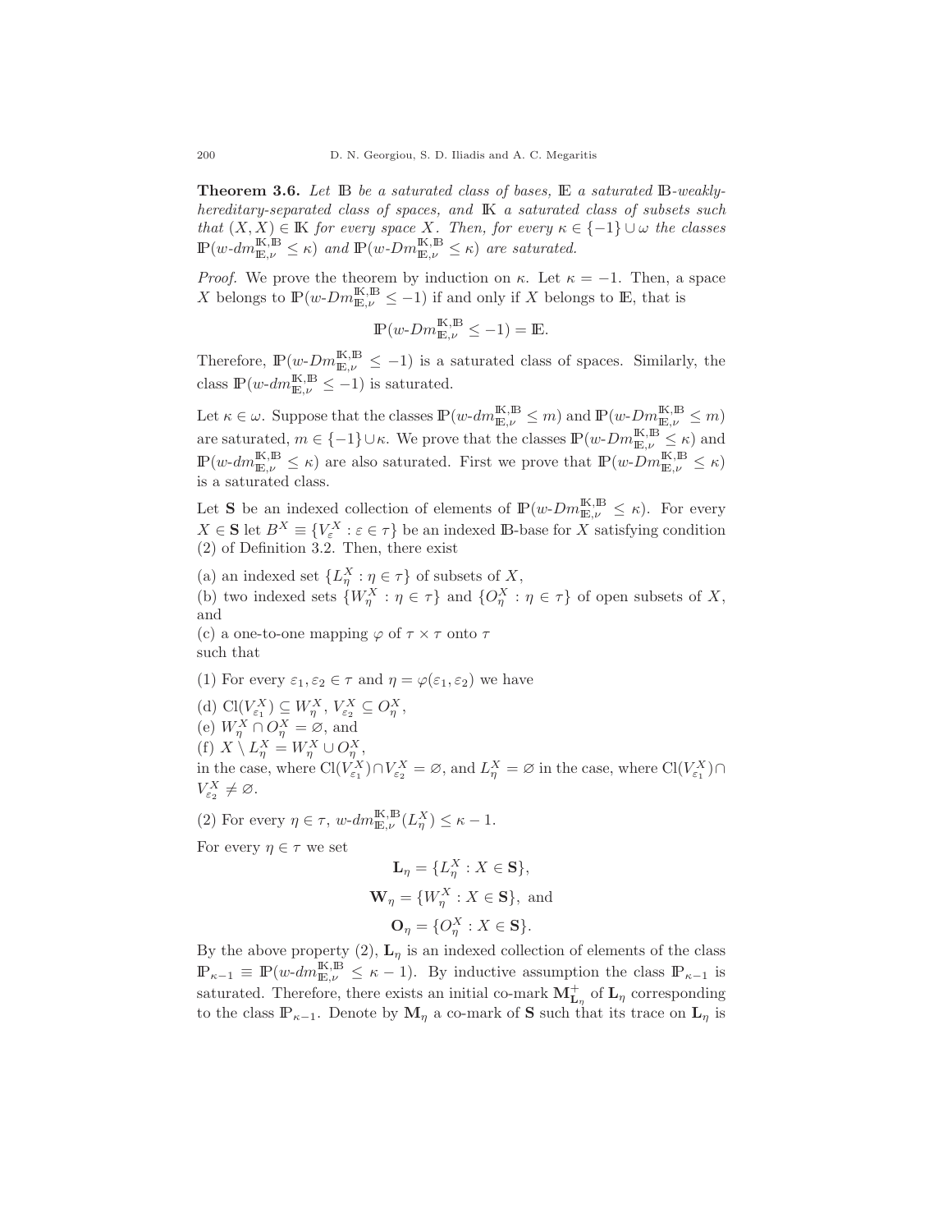**Theorem 3.6.** *Let $\mathbb{B}$ be a saturated class of bases, $\mathbb{E}$ a saturated $\mathbb{B}$-weakly-hereditary-separated class of spaces, and $\mathbb{K}$ a saturated class of subsets such that $(X, X) \in \mathbb{K}$ for every space $X$. Then, for every $\kappa \in \{-1\} \cup \omega$ the classes $\mathbb{P}(w\text{-}dm^{\mathbb{K},\mathbb{B}}_{\mathbb{E},\nu} \leq \kappa)$ and $\mathbb{P}(w\text{-}Dm^{\mathbb{K},\mathbb{B}}_{\mathbb{E},\nu} \leq \kappa)$ are saturated.*

*Proof.* We prove the theorem by induction on $\kappa$. Let $\kappa = -1$. Then, a space $X$ belongs to $\mathbb{P}(w\text{-}Dm^{\mathbb{K},\mathbb{B}}_{\mathbb{E},\nu} \leq -1)$ if and only if $X$ belongs to $\mathbb{E}$, that is

$$\mathbb{P}(w\text{-}Dm^{\mathbb{K},\mathbb{B}}_{\mathbb{E},\nu} \leq -1) = \mathbb{E}.$$

Therefore, $\mathbb{P}(w\text{-}Dm^{\mathbb{K},\mathbb{B}}_{\mathbb{E},\nu} \leq -1)$ is a saturated class of spaces. Similarly, the class $\mathbb{P}(w\text{-}dm^{\mathbb{K},\mathbb{B}}_{\mathbb{E},\nu} \leq -1)$ is saturated.

Let $\kappa \in \omega$. Suppose that the classes $\mathbb{P}(w\text{-}dm^{\mathbb{K},\mathbb{B}}_{\mathbb{E},\nu} \leq m)$ and $\mathbb{P}(w\text{-}Dm^{\mathbb{K},\mathbb{B}}_{\mathbb{E},\nu} \leq m)$ are saturated, $m \in \{-1\} \cup \kappa$. We prove that the classes $\mathbb{P}(w\text{-}Dm^{\mathbb{K},\mathbb{B}}_{\mathbb{E},\nu} \leq \kappa)$ and $\mathbb{P}(w\text{-}dm^{\mathbb{K},\mathbb{B}}_{\mathbb{E},\nu} \leq \kappa)$ are also saturated. First we prove that $\mathbb{P}(w\text{-}Dm^{\mathbb{K},\mathbb{B}}_{\mathbb{E},\nu} \leq \kappa)$ is a saturated class.

Let $\mathbf{S}$ be an indexed collection of elements of $\mathbb{P}(w\text{-}Dm^{\mathbb{K},\mathbb{B}}_{\mathbb{E},\nu} \leq \kappa)$. For every $X \in \mathbf{S}$ let $B^X \equiv \{V^X_\varepsilon : \varepsilon \in \tau\}$ be an indexed $\mathbb{B}$-base for $X$ satisfying condition (2) of Definition 3.2. Then, there exist

(a) an indexed set $\{L^X_\eta : \eta \in \tau\}$ of subsets of $X$,
(b) two indexed sets $\{W^X_\eta : \eta \in \tau\}$ and $\{O^X_\eta : \eta \in \tau\}$ of open subsets of $X$, and
(c) a one-to-one mapping $\varphi$ of $\tau \times \tau$ onto $\tau$
such that

(1) For every $\varepsilon_1, \varepsilon_2 \in \tau$ and $\eta = \varphi(\varepsilon_1, \varepsilon_2)$ we have
(d) $\mathrm{Cl}(V^X_{\varepsilon_1}) \subseteq W^X_\eta$, $V^X_{\varepsilon_2} \subseteq O^X_\eta$,
(e) $W^X_\eta \cap O^X_\eta = \varnothing$, and
(f) $X \setminus L^X_\eta = W^X_\eta \cup O^X_\eta$,
in the case, where $\mathrm{Cl}(V^X_{\varepsilon_1}) \cap V^X_{\varepsilon_2} = \varnothing$, and $L^X_\eta = \varnothing$ in the case, where $\mathrm{Cl}(V^X_{\varepsilon_1}) \cap V^X_{\varepsilon_2} \neq \varnothing$.

(2) For every $\eta \in \tau$, $w\text{-}dm^{\mathbb{K},\mathbb{B}}_{\mathbb{E},\nu}(L^X_\eta) \leq \kappa - 1$.

For every $\eta \in \tau$ we set

$$\mathbf{L}_\eta = \{L^X_\eta : X \in \mathbf{S}\},$$

$$\mathbf{W}_\eta = \{W^X_\eta : X \in \mathbf{S}\}, \text{ and}$$

$$\mathbf{O}_\eta = \{O^X_\eta : X \in \mathbf{S}\}.$$

By the above property (2), $\mathbf{L}_\eta$ is an indexed collection of elements of the class $\mathbb{P}_{\kappa-1} \equiv \mathbb{P}(w\text{-}dm^{\mathbb{K},\mathbb{B}}_{\mathbb{E},\nu} \leq \kappa - 1)$. By inductive assumption the class $\mathbb{P}_{\kappa-1}$ is saturated. Therefore, there exists an initial co-mark $\mathbf{M}^+_{\mathbf{L}_\eta}$ of $\mathbf{L}_\eta$ corresponding to the class $\mathbb{P}_{\kappa-1}$. Denote by $\mathbf{M}_\eta$ a co-mark of $\mathbf{S}$ such that its trace on $\mathbf{L}_\eta$ is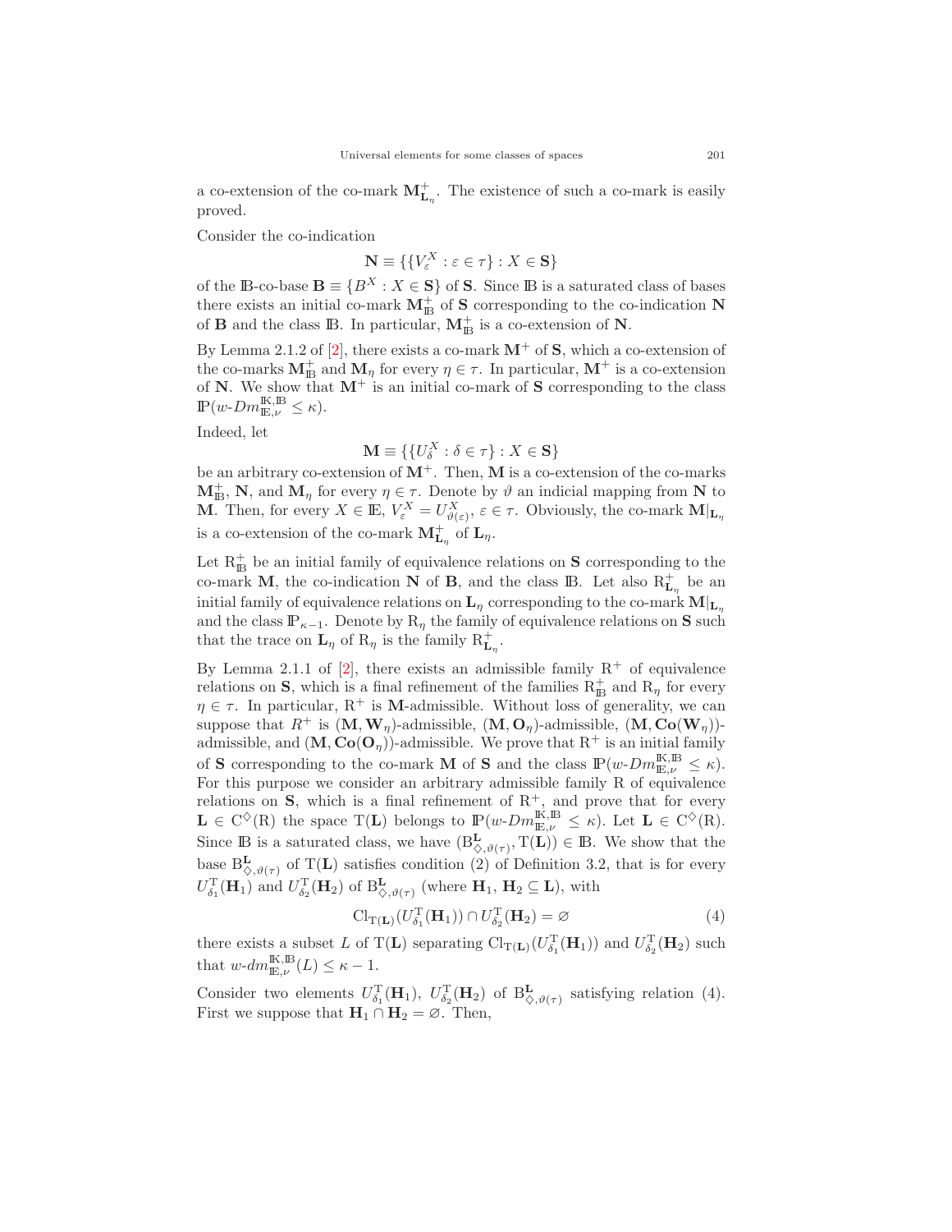a co-extension of the co-mark $\mathbf{M}^+_{\mathbf{L}_\eta}$. The existence of such a co-mark is easily proved.

Consider the co-indication

$$\mathbf{N} \equiv \{\{V^X_\varepsilon : \varepsilon \in \tau\} : X \in \mathbf{S}\}$$

of the $\mathbb{B}$-co-base $\mathbf{B} \equiv \{B^X : X \in \mathbf{S}\}$ of $\mathbf{S}$. Since $\mathbb{B}$ is a saturated class of bases there exists an initial co-mark $\mathbf{M}^+_{\mathbb{B}}$ of $\mathbf{S}$ corresponding to the co-indication $\mathbf{N}$ of $\mathbf{B}$ and the class $\mathbb{B}$. In particular, $\mathbf{M}^+_{\mathbb{B}}$ is a co-extension of $\mathbf{N}$.

By Lemma 2.1.2 of [2], there exists a co-mark $\mathbf{M}^+$ of $\mathbf{S}$, which a co-extension of the co-marks $\mathbf{M}^+_{\mathbb{B}}$ and $\mathbf{M}_\eta$ for every $\eta \in \tau$. In particular, $\mathbf{M}^+$ is a co-extension of $\mathbf{N}$. We show that $\mathbf{M}^+$ is an initial co-mark of $\mathbf{S}$ corresponding to the class $\mathbb{P}(w\text{-}Dm^{\mathbb{K},\mathbb{B}}_{\mathbb{E},\nu} \leq \kappa)$.

Indeed, let

$$\mathbf{M} \equiv \{\{U^X_\delta : \delta \in \tau\} : X \in \mathbf{S}\}$$

be an arbitrary co-extension of $\mathbf{M}^+$. Then, $\mathbf{M}$ is a co-extension of the co-marks $\mathbf{M}^+_{\mathbb{B}}$, $\mathbf{N}$, and $\mathbf{M}_\eta$ for every $\eta \in \tau$. Denote by $\vartheta$ an indicial mapping from $\mathbf{N}$ to $\mathbf{M}$. Then, for every $X \in \mathbb{E}$, $V^X_\varepsilon = U^X_{\vartheta(\varepsilon)}$, $\varepsilon \in \tau$. Obviously, the co-mark $\mathbf{M}|_{\mathbf{L}_\eta}$ is a co-extension of the co-mark $\mathbf{M}^+_{\mathbf{L}_\eta}$ of $\mathbf{L}_\eta$.

Let $\mathrm{R}^+_{\mathbb{B}}$ be an initial family of equivalence relations on $\mathbf{S}$ corresponding to the co-mark $\mathbf{M}$, the co-indication $\mathbf{N}$ of $\mathbf{B}$, and the class $\mathbb{B}$. Let also $\mathrm{R}^+_{\mathbf{L}_\eta}$ be an initial family of equivalence relations on $\mathbf{L}_\eta$ corresponding to the co-mark $\mathbf{M}|_{\mathbf{L}_\eta}$ and the class $\mathbb{P}_{\kappa-1}$. Denote by $\mathrm{R}_\eta$ the family of equivalence relations on $\mathbf{S}$ such that the trace on $\mathbf{L}_\eta$ of $\mathrm{R}_\eta$ is the family $\mathrm{R}^+_{\mathbf{L}_\eta}$.

By Lemma 2.1.1 of [2], there exists an admissible family $\mathrm{R}^+$ of equivalence relations on $\mathbf{S}$, which is a final refinement of the families $\mathrm{R}^+_{\mathbb{B}}$ and $\mathrm{R}_\eta$ for every $\eta \in \tau$. In particular, $\mathrm{R}^+$ is $\mathbf{M}$-admissible. Without loss of generality, we can suppose that $R^+$ is $(\mathbf{M}, \mathbf{W}_\eta)$-admissible, $(\mathbf{M}, \mathbf{O}_\eta)$-admissible, $(\mathbf{M}, \mathbf{Co}(\mathbf{W}_\eta))$-admissible, and $(\mathbf{M}, \mathbf{Co}(\mathbf{O}_\eta))$-admissible. We prove that $\mathrm{R}^+$ is an initial family of $\mathbf{S}$ corresponding to the co-mark $\mathbf{M}$ of $\mathbf{S}$ and the class $\mathbb{P}(w\text{-}Dm^{\mathbb{K},\mathbb{B}}_{\mathbb{E},\nu} \leq \kappa)$. For this purpose we consider an arbitrary admissible family $\mathrm{R}$ of equivalence relations on $\mathbf{S}$, which is a final refinement of $\mathrm{R}^+$, and prove that for every $\mathbf{L} \in \mathrm{C}^\diamond(\mathrm{R})$ the space $\mathrm{T}(\mathbf{L})$ belongs to $\mathbb{P}(w\text{-}Dm^{\mathbb{K},\mathbb{B}}_{\mathbb{E},\nu} \leq \kappa)$. Let $\mathbf{L} \in \mathrm{C}^\diamond(\mathrm{R})$. Since $\mathbb{B}$ is a saturated class, we have $(\mathrm{B}^{\mathbf{L}}_{\diamond,\vartheta(\tau)}, \mathrm{T}(\mathbf{L})) \in \mathbb{B}$. We show that the base $\mathrm{B}^{\mathbf{L}}_{\diamond,\vartheta(\tau)}$ of $\mathrm{T}(\mathbf{L})$ satisfies condition (2) of Definition 3.2, that is for every $U^{\mathrm{T}}_{\delta_1}(\mathbf{H}_1)$ and $U^{\mathrm{T}}_{\delta_2}(\mathbf{H}_2)$ of $\mathrm{B}^{\mathbf{L}}_{\diamond,\vartheta(\tau)}$ (where $\mathbf{H}_1, \mathbf{H}_2 \subseteq \mathbf{L}$), with

$$\mathrm{Cl}_{\mathrm{T}(\mathbf{L})}(U^{\mathrm{T}}_{\delta_1}(\mathbf{H}_1)) \cap U^{\mathrm{T}}_{\delta_2}(\mathbf{H}_2) = \varnothing \tag{4}$$

there exists a subset $L$ of $\mathrm{T}(\mathbf{L})$ separating $\mathrm{Cl}_{\mathrm{T}(\mathbf{L})}(U^{\mathrm{T}}_{\delta_1}(\mathbf{H}_1))$ and $U^{\mathrm{T}}_{\delta_2}(\mathbf{H}_2)$ such that $w\text{-}dm^{\mathbb{K},\mathbb{B}}_{\mathbb{E},\nu}(L) \leq \kappa - 1$.

Consider two elements $U^{\mathrm{T}}_{\delta_1}(\mathbf{H}_1)$, $U^{\mathrm{T}}_{\delta_2}(\mathbf{H}_2)$ of $\mathrm{B}^{\mathbf{L}}_{\diamond,\vartheta(\tau)}$ satisfying relation (4). First we suppose that $\mathbf{H}_1 \cap \mathbf{H}_2 = \varnothing$. Then,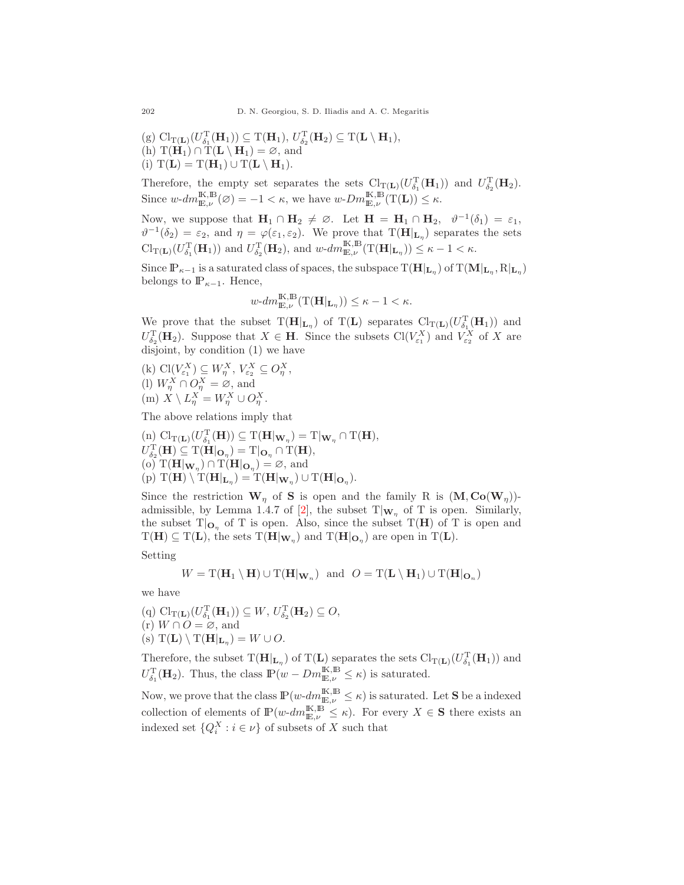(g) $\mathrm{Cl}_{\mathrm{T}(\mathbf{L})}(U^{\mathrm{T}}_{\delta_1}(\mathbf{H}_1)) \subseteq \mathrm{T}(\mathbf{H}_1)$, $U^{\mathrm{T}}_{\delta_2}(\mathbf{H}_2) \subseteq \mathrm{T}(\mathbf{L} \setminus \mathbf{H}_1)$,
(h) $\mathrm{T}(\mathbf{H}_1) \cap \mathrm{T}(\mathbf{L} \setminus \mathbf{H}_1) = \varnothing$, and
(i) $\mathrm{T}(\mathbf{L}) = \mathrm{T}(\mathbf{H}_1) \cup \mathrm{T}(\mathbf{L} \setminus \mathbf{H}_1)$.

Therefore, the empty set separates the sets $\mathrm{Cl}_{\mathrm{T}(\mathbf{L})}(U^{\mathrm{T}}_{\delta_1}(\mathbf{H}_1))$ and $U^{\mathrm{T}}_{\delta_2}(\mathbf{H}_2)$. Since $w\text{-}dm^{\mathbb{K},\mathbb{B}}_{\mathbb{E},\nu}(\varnothing) = -1 < \kappa$, we have $w\text{-}Dm^{\mathbb{K},\mathbb{B}}_{\mathbb{E},\nu}(\mathrm{T}(\mathbf{L})) \leq \kappa$.

Now, we suppose that $\mathbf{H}_1 \cap \mathbf{H}_2 \neq \varnothing$. Let $\mathbf{H} = \mathbf{H}_1 \cap \mathbf{H}_2$, $\vartheta^{-1}(\delta_1) = \varepsilon_1$, $\vartheta^{-1}(\delta_2) = \varepsilon_2$, and $\eta = \varphi(\varepsilon_1, \varepsilon_2)$. We prove that $\mathrm{T}(\mathbf{H}|_{\mathbf{L}_\eta})$ separates the sets $\mathrm{Cl}_{\mathrm{T}(\mathbf{L})}(U^{\mathrm{T}}_{\delta_1}(\mathbf{H}_1))$ and $U^{\mathrm{T}}_{\delta_2}(\mathbf{H}_2)$, and $w\text{-}dm^{\mathbb{K},\mathbb{B}}_{\mathbb{E},\nu}(\mathrm{T}(\mathbf{H}|_{\mathbf{L}_\eta})) \leq \kappa - 1 < \kappa$.

Since $\mathbb{P}_{\kappa-1}$ is a saturated class of spaces, the subspace $\mathrm{T}(\mathbf{H}|_{\mathbf{L}_\eta})$ of $\mathrm{T}(\mathbf{M}|_{\mathbf{L}_\eta}, \mathrm{R}|_{\mathbf{L}_\eta})$ belongs to $\mathbb{P}_{\kappa-1}$. Hence,

$$w\text{-}dm^{\mathbb{K},\mathbb{B}}_{\mathbb{E},\nu}(\mathrm{T}(\mathbf{H}|_{\mathbf{L}_\eta})) \leq \kappa - 1 < \kappa.$$

We prove that the subset $\mathrm{T}(\mathbf{H}|_{\mathbf{L}_\eta})$ of $\mathrm{T}(\mathbf{L})$ separates $\mathrm{Cl}_{\mathrm{T}(\mathbf{L})}(U^{\mathrm{T}}_{\delta_1}(\mathbf{H}_1))$ and $U^{\mathrm{T}}_{\delta_2}(\mathbf{H}_2)$. Suppose that $X \in \mathbf{H}$. Since the subsets $\mathrm{Cl}(V^X_{\varepsilon_1})$ and $V^X_{\varepsilon_2}$ of $X$ are disjoint, by condition (1) we have

(k) $\mathrm{Cl}(V^X_{\varepsilon_1}) \subseteq W^X_\eta$, $V^X_{\varepsilon_2} \subseteq O^X_\eta$,
(l) $W^X_\eta \cap O^X_\eta = \varnothing$, and
(m) $X \setminus L^X_\eta = W^X_\eta \cup O^X_\eta$.

The above relations imply that

(n) $\mathrm{Cl}_{\mathrm{T}(\mathbf{L})}(U^{\mathrm{T}}_{\delta_1}(\mathbf{H})) \subseteq \mathrm{T}(\mathbf{H}|_{\mathbf{W}_\eta}) = \mathrm{T}|_{\mathbf{W}_\eta} \cap \mathrm{T}(\mathbf{H})$,
$U^{\mathrm{T}}_{\delta_2}(\mathbf{H}) \subseteq \mathrm{T}(\mathbf{H}|_{\mathbf{O}_\eta}) = \mathrm{T}|_{\mathbf{O}_\eta} \cap \mathrm{T}(\mathbf{H})$,
(o) $\mathrm{T}(\mathbf{H}|_{\mathbf{W}_\eta}) \cap \mathrm{T}(\mathbf{H}|_{\mathbf{O}_\eta}) = \varnothing$, and
(p) $\mathrm{T}(\mathbf{H}) \setminus \mathrm{T}(\mathbf{H}|_{\mathbf{L}_\eta}) = \mathrm{T}(\mathbf{H}|_{\mathbf{W}_\eta}) \cup \mathrm{T}(\mathbf{H}|_{\mathbf{O}_\eta})$.

Since the restriction $\mathbf{W}_\eta$ of $\mathbf{S}$ is open and the family R is $(\mathbf{M}, \mathbf{Co}(\mathbf{W}_\eta))$-admissible, by Lemma 1.4.7 of [2], the subset $\mathrm{T}|_{\mathbf{W}_\eta}$ of T is open. Similarly, the subset $\mathrm{T}|_{\mathbf{O}_\eta}$ of T is open. Also, since the subset $\mathrm{T}(\mathbf{H})$ of T is open and $\mathrm{T}(\mathbf{H}) \subseteq \mathrm{T}(\mathbf{L})$, the sets $\mathrm{T}(\mathbf{H}|_{\mathbf{W}_\eta})$ and $\mathrm{T}(\mathbf{H}|_{\mathbf{O}_\eta})$ are open in $\mathrm{T}(\mathbf{L})$.

Setting

$$W = \mathrm{T}(\mathbf{H}_1 \setminus \mathbf{H}) \cup \mathrm{T}(\mathbf{H}|_{\mathbf{W}_n}) \ \text{ and } \ O = \mathrm{T}(\mathbf{L} \setminus \mathbf{H}_1) \cup \mathrm{T}(\mathbf{H}|_{\mathbf{O}_n})$$

we have

(q) $\mathrm{Cl}_{\mathrm{T}(\mathbf{L})}(U^{\mathrm{T}}_{\delta_1}(\mathbf{H}_1)) \subseteq W$, $U^{\mathrm{T}}_{\delta_2}(\mathbf{H}_2) \subseteq O$,
(r) $W \cap O = \varnothing$, and
(s) $\mathrm{T}(\mathbf{L}) \setminus \mathrm{T}(\mathbf{H}|_{\mathbf{L}_\eta}) = W \cup O$.

Therefore, the subset $\mathrm{T}(\mathbf{H}|_{\mathbf{L}_\eta})$ of $\mathrm{T}(\mathbf{L})$ separates the sets $\mathrm{Cl}_{\mathrm{T}(\mathbf{L})}(U^{\mathrm{T}}_{\delta_1}(\mathbf{H}_1))$ and $U^{\mathrm{T}}_{\delta_1}(\mathbf{H}_2)$. Thus, the class $\mathbb{P}(w - Dm^{\mathbb{K},\mathbb{B}}_{\mathbb{E},\nu} \leq \kappa)$ is saturated.

Now, we prove that the class $\mathbb{P}(w\text{-}dm^{\mathbb{K},\mathbb{B}}_{\mathbb{E},\nu} \leq \kappa)$ is saturated. Let $\mathbf{S}$ be a indexed collection of elements of $\mathbb{P}(w\text{-}dm^{\mathbb{K},\mathbb{B}}_{\mathbb{E},\nu} \leq \kappa)$. For every $X \in \mathbf{S}$ there exists an indexed set $\{Q^X_i : i \in \nu\}$ of subsets of $X$ such that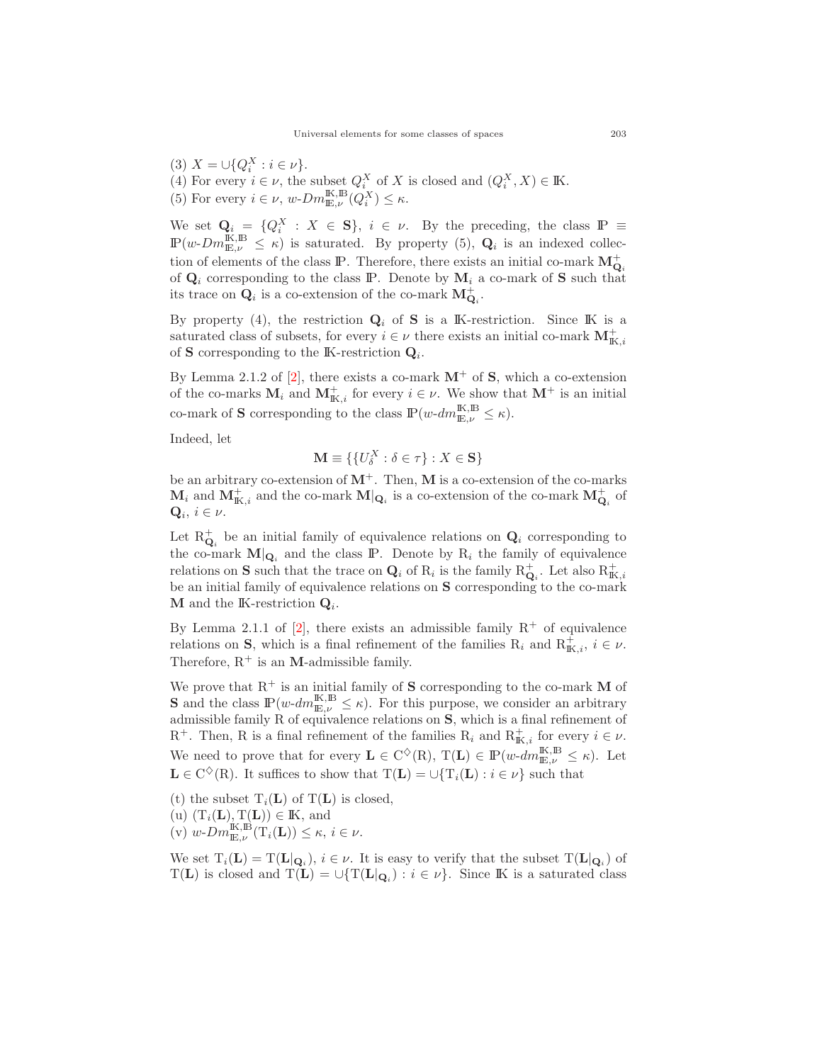(3) $X = \cup\{Q_i^X : i \in \nu\}$.
(4) For every $i \in \nu$, the subset $Q_i^X$ of $X$ is closed and $(Q_i^X, X) \in \mathbb{K}$.
(5) For every $i \in \nu$, $w\text{-}Dm^{\mathbb{K},\mathbb{B}}_{\mathbb{E},\nu}(Q_i^X) \leq \kappa$.

We set $\mathbf{Q}_i = \{Q_i^X : X \in \mathbf{S}\}$, $i \in \nu$. By the preceding, the class $\mathbb{P} \equiv \mathbb{P}(w\text{-}Dm^{\mathbb{K},\mathbb{B}}_{\mathbb{E},\nu} \leq \kappa)$ is saturated. By property (5), $\mathbf{Q}_i$ is an indexed collection of elements of the class $\mathbb{P}$. Therefore, there exists an initial co-mark $\mathbf{M}^+_{\mathbf{Q}_i}$ of $\mathbf{Q}_i$ corresponding to the class $\mathbb{P}$. Denote by $\mathbf{M}_i$ a co-mark of $\mathbf{S}$ such that its trace on $\mathbf{Q}_i$ is a co-extension of the co-mark $\mathbf{M}^+_{\mathbf{Q}_i}$.

By property (4), the restriction $\mathbf{Q}_i$ of $\mathbf{S}$ is a $\mathbb{K}$-restriction. Since $\mathbb{K}$ is a saturated class of subsets, for every $i \in \nu$ there exists an initial co-mark $\mathbf{M}^+_{\mathbb{K},i}$ of $\mathbf{S}$ corresponding to the $\mathbb{K}$-restriction $\mathbf{Q}_i$.

By Lemma 2.1.2 of [2], there exists a co-mark $\mathbf{M}^+$ of $\mathbf{S}$, which a co-extension of the co-marks $\mathbf{M}_i$ and $\mathbf{M}^+_{\mathbb{K},i}$ for every $i \in \nu$. We show that $\mathbf{M}^+$ is an initial co-mark of $\mathbf{S}$ corresponding to the class $\mathbb{P}(w\text{-}dm^{\mathbb{K},\mathbb{B}}_{\mathbb{E},\nu} \leq \kappa)$.

Indeed, let

$$\mathbf{M} \equiv \{\{U^X_\delta : \delta \in \tau\} : X \in \mathbf{S}\}$$

be an arbitrary co-extension of $\mathbf{M}^+$. Then, $\mathbf{M}$ is a co-extension of the co-marks $\mathbf{M}_i$ and $\mathbf{M}^+_{\mathbb{K},i}$ and the co-mark $\mathbf{M}|_{\mathbf{Q}_i}$ is a co-extension of the co-mark $\mathbf{M}^+_{\mathbf{Q}_i}$ of $\mathbf{Q}_i$, $i \in \nu$.

Let $\mathrm{R}^+_{\mathbf{Q}_i}$ be an initial family of equivalence relations on $\mathbf{Q}_i$ corresponding to the co-mark $\mathbf{M}|_{\mathbf{Q}_i}$ and the class $\mathbb{P}$. Denote by $\mathrm{R}_i$ the family of equivalence relations on $\mathbf{S}$ such that the trace on $\mathbf{Q}_i$ of $\mathrm{R}_i$ is the family $\mathrm{R}^+_{\mathbf{Q}_i}$. Let also $\mathrm{R}^+_{\mathbb{K},i}$ be an initial family of equivalence relations on $\mathbf{S}$ corresponding to the co-mark $\mathbf{M}$ and the $\mathbb{K}$-restriction $\mathbf{Q}_i$.

By Lemma 2.1.1 of [2], there exists an admissible family $\mathrm{R}^+$ of equivalence relations on $\mathbf{S}$, which is a final refinement of the families $\mathrm{R}_i$ and $\mathrm{R}^+_{\mathbb{K},i}$, $i \in \nu$. Therefore, $\mathrm{R}^+$ is an $\mathbf{M}$-admissible family.

We prove that $\mathrm{R}^+$ is an initial family of $\mathbf{S}$ corresponding to the co-mark $\mathbf{M}$ of $\mathbf{S}$ and the class $\mathbb{P}(w\text{-}dm^{\mathbb{K},\mathbb{B}}_{\mathbb{E},\nu} \leq \kappa)$. For this purpose, we consider an arbitrary admissible family $\mathrm{R}$ of equivalence relations on $\mathbf{S}$, which is a final refinement of $\mathrm{R}^+$. Then, $\mathrm{R}$ is a final refinement of the families $\mathrm{R}_i$ and $\mathrm{R}^+_{\mathbb{K},i}$ for every $i \in \nu$. We need to prove that for every $\mathbf{L} \in \mathrm{C}^\diamondsuit(\mathrm{R})$, $\mathrm{T}(\mathbf{L}) \in \mathbb{P}(w\text{-}dm^{\mathbb{K},\mathbb{B}}_{\mathbb{E},\nu} \leq \kappa)$. Let $\mathbf{L} \in \mathrm{C}^\diamondsuit(\mathrm{R})$. It suffices to show that $\mathrm{T}(\mathbf{L}) = \cup\{\mathrm{T}_i(\mathbf{L}) : i \in \nu\}$ such that

(t) the subset $\mathrm{T}_i(\mathbf{L})$ of $\mathrm{T}(\mathbf{L})$ is closed,
(u) $(\mathrm{T}_i(\mathbf{L}), \mathrm{T}(\mathbf{L})) \in \mathbb{K}$, and
(v) $w\text{-}Dm^{\mathbb{K},\mathbb{B}}_{\mathbb{E},\nu}(\mathrm{T}_i(\mathbf{L})) \leq \kappa$, $i \in \nu$.

We set $\mathrm{T}_i(\mathbf{L}) = \mathrm{T}(\mathbf{L}|_{\mathbf{Q}_i})$, $i \in \nu$. It is easy to verify that the subset $\mathrm{T}(\mathbf{L}|_{\mathbf{Q}_i})$ of $\mathrm{T}(\mathbf{L})$ is closed and $\mathrm{T}(\mathbf{L}) = \cup\{\mathrm{T}(\mathbf{L}|_{\mathbf{Q}_i}) : i \in \nu\}$. Since $\mathbb{K}$ is a saturated class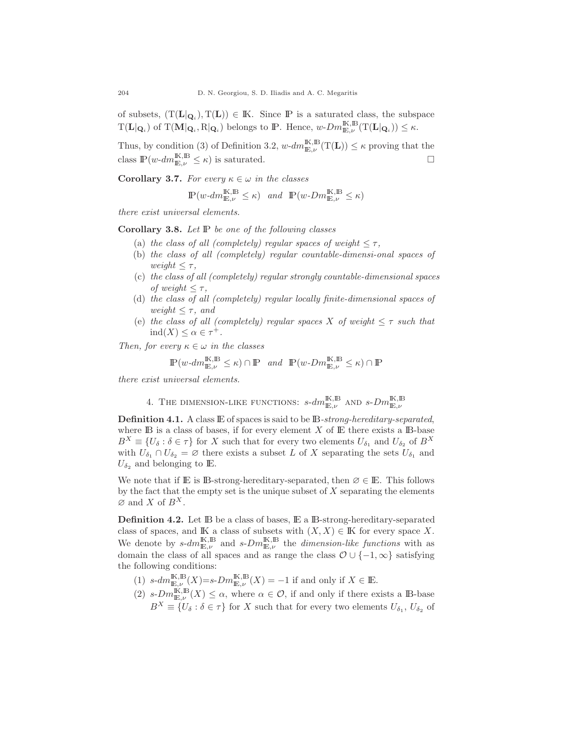of subsets, $(\mathrm{T}(\mathbf{L}|_{\mathbf{Q}_i}), \mathrm{T}(\mathbf{L})) \in \mathbb{K}$. Since $\mathbb{P}$ is a saturated class, the subspace $\mathrm{T}(\mathbf{L}|_{\mathbf{Q}_i})$ of $\mathrm{T}(\mathbf{M}|_{\mathbf{Q}_i}, \mathrm{R}|_{\mathbf{Q}_i})$ belongs to $\mathbb{P}$. Hence, $w\text{-}Dm^{\mathbb{K},\mathbb{B}}_{\mathbb{E},\nu}(\mathrm{T}(\mathbf{L}|_{\mathbf{Q}_i})) \leq \kappa$.

Thus, by condition (3) of Definition 3.2, $w\text{-}dm^{\mathbb{K},\mathbb{B}}_{\mathbb{E},\nu}(\mathrm{T}(\mathbf{L})) \leq \kappa$ proving that the class $\mathbb{P}(w\text{-}dm^{\mathbb{K},\mathbb{B}}_{\mathbb{E},\nu} \leq \kappa)$ is saturated. □

**Corollary 3.7.** *For every $\kappa \in \omega$ in the classes*

$$\mathbb{P}(w\text{-}dm^{\mathbb{K},\mathbb{B}}_{\mathbb{E},\nu} \leq \kappa) \quad \textit{and} \quad \mathbb{P}(w\text{-}Dm^{\mathbb{K},\mathbb{B}}_{\mathbb{E},\nu} \leq \kappa)$$

*there exist universal elements.*

**Corollary 3.8.** *Let $\mathbb{P}$ be one of the following classes*

(a) *the class of all (completely) regular spaces of weight $\leq \tau$,*
(b) *the class of all (completely) regular countable-dimensi-onal spaces of weight $\leq \tau$,*
(c) *the class of all (completely) regular strongly countable-dimensional spaces of weight $\leq \tau$,*
(d) *the class of all (completely) regular locally finite-dimensional spaces of weight $\leq \tau$, and*
(e) *the class of all (completely) regular spaces $X$ of weight $\leq \tau$ such that $\mathrm{ind}(X) \leq \alpha \in \tau^+$.*

*Then, for every $\kappa \in \omega$ in the classes*

$$\mathbb{P}(w\text{-}dm^{\mathbb{K},\mathbb{B}}_{\mathbb{E},\nu} \leq \kappa) \cap \mathbb{P} \quad \textit{and} \quad \mathbb{P}(w\text{-}Dm^{\mathbb{K},\mathbb{B}}_{\mathbb{E},\nu} \leq \kappa) \cap \mathbb{P}$$

*there exist universal elements.*

## 4. The dimension-like functions: $s\text{-}dm^{\mathbb{K},\mathbb{B}}_{\mathbb{E},\nu}$ and $s\text{-}Dm^{\mathbb{K},\mathbb{B}}_{\mathbb{E},\nu}$

**Definition 4.1.** A class $\mathbb{E}$ of spaces is said to be $\mathbb{B}$*-strong-hereditary-separated*, where $\mathbb{B}$ is a class of bases, if for every element $X$ of $\mathbb{E}$ there exists a $\mathbb{B}$-base $B^X \equiv \{U_\delta : \delta \in \tau\}$ for $X$ such that for every two elements $U_{\delta_1}$ and $U_{\delta_2}$ of $B^X$ with $U_{\delta_1} \cap U_{\delta_2} = \varnothing$ there exists a subset $L$ of $X$ separating the sets $U_{\delta_1}$ and $U_{\delta_2}$ and belonging to $\mathbb{E}$.

We note that if $\mathbb{E}$ is $\mathbb{B}$-strong-hereditary-separated, then $\varnothing \in \mathbb{E}$. This follows by the fact that the empty set is the unique subset of $X$ separating the elements $\varnothing$ and $X$ of $B^X$.

**Definition 4.2.** Let $\mathbb{B}$ be a class of bases, $\mathbb{E}$ a $\mathbb{B}$-strong-hereditary-separated class of spaces, and $\mathbb{K}$ a class of subsets with $(X, X) \in \mathbb{K}$ for every space $X$. We denote by $s\text{-}dm^{\mathbb{K},\mathbb{B}}_{\mathbb{E},\nu}$ and $s\text{-}Dm^{\mathbb{K},\mathbb{B}}_{\mathbb{E},\nu}$ the *dimension-like functions* with as domain the class of all spaces and as range the class $\mathcal{O} \cup \{-1, \infty\}$ satisfying the following conditions:

(1) $s\text{-}dm^{\mathbb{K},\mathbb{B}}_{\mathbb{E},\nu}(X)$=$s\text{-}Dm^{\mathbb{K},\mathbb{B}}_{\mathbb{E},\nu}(X) = -1$ if and only if $X \in \mathbb{E}$.
(2) $s\text{-}Dm^{\mathbb{K},\mathbb{B}}_{\mathbb{E},\nu}(X) \leq \alpha$, where $\alpha \in \mathcal{O}$, if and only if there exists a $\mathbb{B}$-base $B^X \equiv \{U_\delta : \delta \in \tau\}$ for $X$ such that for every two elements $U_{\delta_1}$, $U_{\delta_2}$ of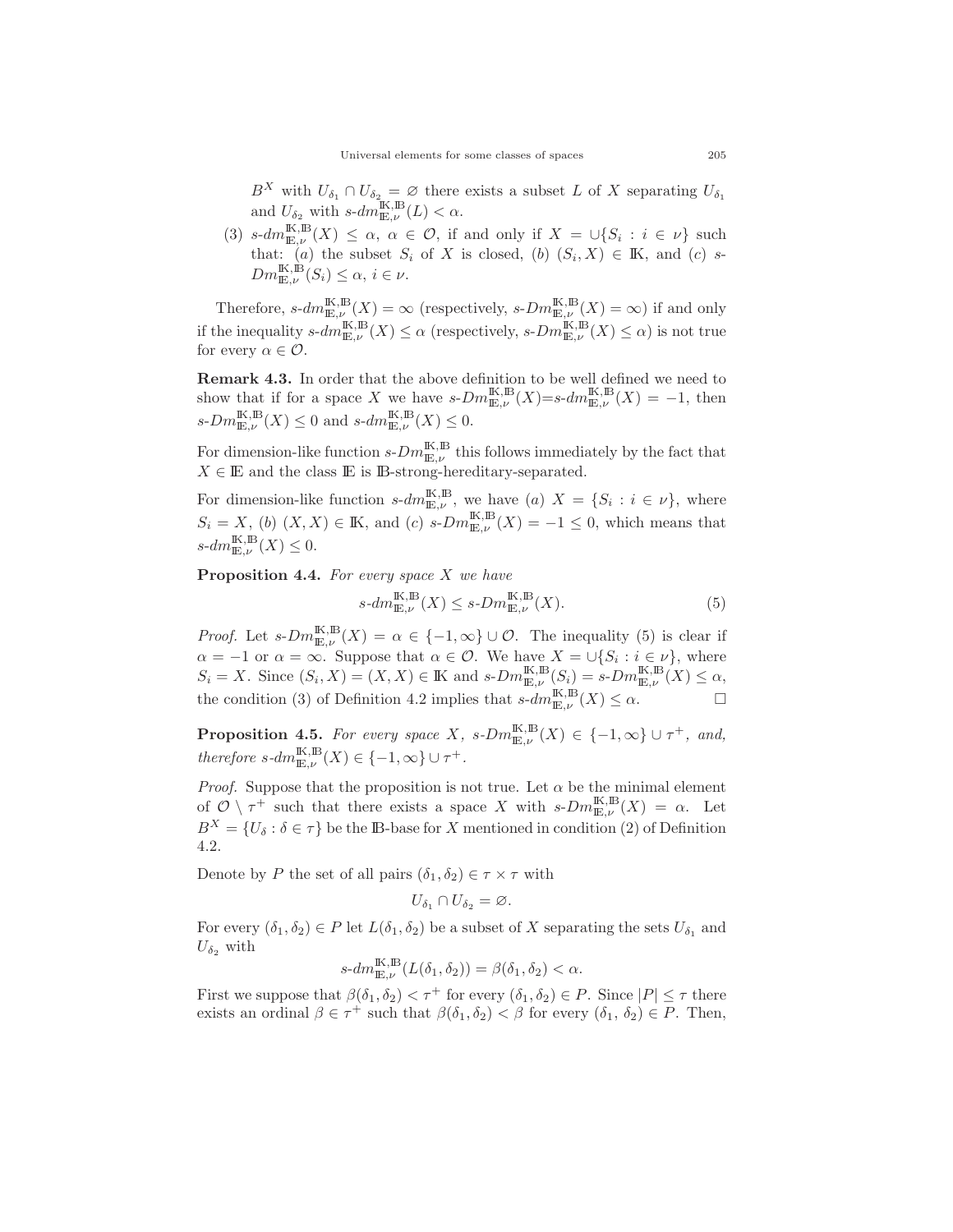$B^X$ with $U_{\delta_1} \cap U_{\delta_2} = \varnothing$ there exists a subset $L$ of $X$ separating $U_{\delta_1}$ and $U_{\delta_2}$ with $s\text{-}dm^{\mathbb{K},\mathbb{B}}_{\mathbb{E},\nu}(L) < \alpha$.

(3) $s\text{-}dm^{\mathbb{K},\mathbb{B}}_{\mathbb{E},\nu}(X) \leq \alpha$, $\alpha \in \mathcal{O}$, if and only if $X = \cup\{S_i : i \in \nu\}$ such that: (*a*) the subset $S_i$ of $X$ is closed, (*b*) $(S_i, X) \in \mathbb{K}$, and (*c*) $s\text{-}Dm^{\mathbb{K},\mathbb{B}}_{\mathbb{E},\nu}(S_i) \leq \alpha$, $i \in \nu$.

Therefore, $s\text{-}dm^{\mathbb{K},\mathbb{B}}_{\mathbb{E},\nu}(X) = \infty$ (respectively, $s\text{-}Dm^{\mathbb{K},\mathbb{B}}_{\mathbb{E},\nu}(X) = \infty$) if and only if the inequality $s\text{-}dm^{\mathbb{K},\mathbb{B}}_{\mathbb{E},\nu}(X) \leq \alpha$ (respectively, $s\text{-}Dm^{\mathbb{K},\mathbb{B}}_{\mathbb{E},\nu}(X) \leq \alpha$) is not true for every $\alpha \in \mathcal{O}$.

**Remark 4.3.** In order that the above definition to be well defined we need to show that if for a space $X$ we have $s\text{-}Dm^{\mathbb{K},\mathbb{B}}_{\mathbb{E},\nu}(X) = s\text{-}dm^{\mathbb{K},\mathbb{B}}_{\mathbb{E},\nu}(X) = -1$, then $s\text{-}Dm^{\mathbb{K},\mathbb{B}}_{\mathbb{E},\nu}(X) \leq 0$ and $s\text{-}dm^{\mathbb{K},\mathbb{B}}_{\mathbb{E},\nu}(X) \leq 0$.

For dimension-like function $s\text{-}Dm^{\mathbb{K},\mathbb{B}}_{\mathbb{E},\nu}$ this follows immediately by the fact that $X \in \mathbb{E}$ and the class $\mathbb{E}$ is $\mathbb{B}$-strong-hereditary-separated.

For dimension-like function $s\text{-}dm^{\mathbb{K},\mathbb{B}}_{\mathbb{E},\nu}$, we have (*a*) $X = \{S_i : i \in \nu\}$, where $S_i = X$, (*b*) $(X, X) \in \mathbb{K}$, and (*c*) $s\text{-}Dm^{\mathbb{K},\mathbb{B}}_{\mathbb{E},\nu}(X) = -1 \leq 0$, which means that $s\text{-}dm^{\mathbb{K},\mathbb{B}}_{\mathbb{E},\nu}(X) \leq 0$.

**Proposition 4.4.** *For every space $X$ we have*

$$s\text{-}dm^{\mathbb{K},\mathbb{B}}_{\mathbb{E},\nu}(X) \leq s\text{-}Dm^{\mathbb{K},\mathbb{B}}_{\mathbb{E},\nu}(X). \tag{5}$$

*Proof.* Let $s\text{-}Dm^{\mathbb{K},\mathbb{B}}_{\mathbb{E},\nu}(X) = \alpha \in \{-1, \infty\} \cup \mathcal{O}$. The inequality (5) is clear if $\alpha = -1$ or $\alpha = \infty$. Suppose that $\alpha \in \mathcal{O}$. We have $X = \cup\{S_i : i \in \nu\}$, where $S_i = X$. Since $(S_i, X) = (X, X) \in \mathbb{K}$ and $s\text{-}Dm^{\mathbb{K},\mathbb{B}}_{\mathbb{E},\nu}(S_i) = s\text{-}Dm^{\mathbb{K},\mathbb{B}}_{\mathbb{E},\nu}(X) \leq \alpha$, the condition (3) of Definition 4.2 implies that $s\text{-}dm^{\mathbb{K},\mathbb{B}}_{\mathbb{E},\nu}(X) \leq \alpha$. $\square$

**Proposition 4.5.** *For every space $X$, $s\text{-}Dm^{\mathbb{K},\mathbb{B}}_{\mathbb{E},\nu}(X) \in \{-1, \infty\} \cup \tau^+$, and, therefore $s\text{-}dm^{\mathbb{K},\mathbb{B}}_{\mathbb{E},\nu}(X) \in \{-1, \infty\} \cup \tau^+$.*

*Proof.* Suppose that the proposition is not true. Let $\alpha$ be the minimal element of $\mathcal{O} \setminus \tau^+$ such that there exists a space $X$ with $s\text{-}Dm^{\mathbb{K},\mathbb{B}}_{\mathbb{E},\nu}(X) = \alpha$. Let $B^X = \{U_\delta : \delta \in \tau\}$ be the $\mathbb{B}$-base for $X$ mentioned in condition (2) of Definition 4.2.

Denote by $P$ the set of all pairs $(\delta_1, \delta_2) \in \tau \times \tau$ with

$$U_{\delta_1} \cap U_{\delta_2} = \varnothing.$$

For every $(\delta_1, \delta_2) \in P$ let $L(\delta_1, \delta_2)$ be a subset of $X$ separating the sets $U_{\delta_1}$ and $U_{\delta_2}$ with

$$s\text{-}dm^{\mathbb{K},\mathbb{B}}_{\mathbb{E},\nu}(L(\delta_1, \delta_2)) = \beta(\delta_1, \delta_2) < \alpha.$$

First we suppose that $\beta(\delta_1, \delta_2) < \tau^+$ for every $(\delta_1, \delta_2) \in P$. Since $|P| \leq \tau$ there exists an ordinal $\beta \in \tau^+$ such that $\beta(\delta_1, \delta_2) < \beta$ for every $(\delta_1, \delta_2) \in P$. Then,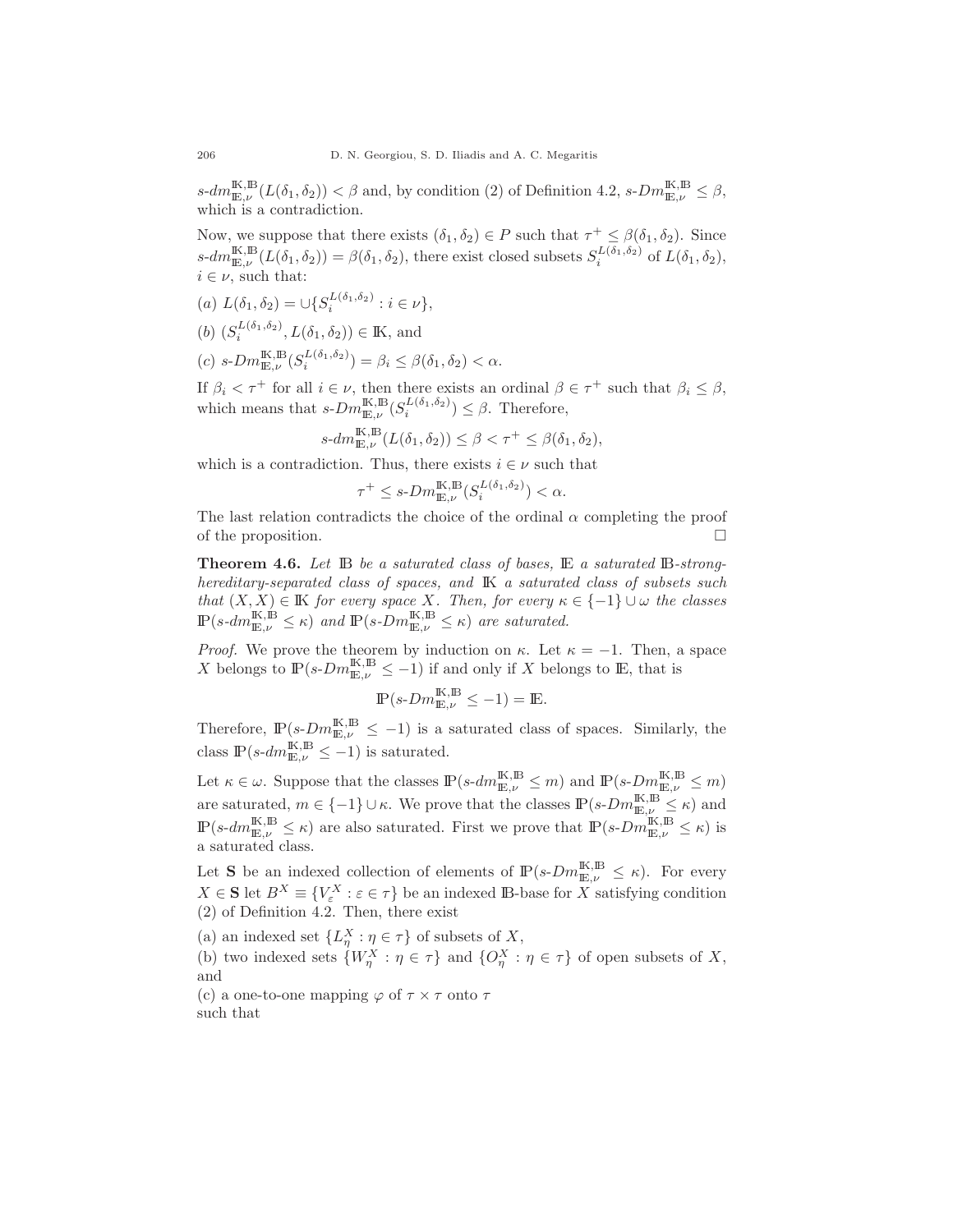$s\text{-}dm^{\mathbb{K},\mathbb{B}}_{\mathbb{E},\nu}(L(\delta_1,\delta_2)) < \beta$ and, by condition (2) of Definition 4.2, $s\text{-}Dm^{\mathbb{K},\mathbb{B}}_{\mathbb{E},\nu} \leq \beta$, which is a contradiction.

Now, we suppose that there exists $(\delta_1,\delta_2) \in P$ such that $\tau^+ \leq \beta(\delta_1,\delta_2)$. Since $s\text{-}dm^{\mathbb{K},\mathbb{B}}_{\mathbb{E},\nu}(L(\delta_1,\delta_2)) = \beta(\delta_1,\delta_2)$, there exist closed subsets $S_i^{L(\delta_1,\delta_2)}$ of $L(\delta_1,\delta_2)$, $i \in \nu$, such that:

(a) $L(\delta_1,\delta_2) = \cup\{S_i^{L(\delta_1,\delta_2)} : i \in \nu\}$,

(b) $(S_i^{L(\delta_1,\delta_2)}, L(\delta_1,\delta_2)) \in \mathbb{K}$, and

(c) $s\text{-}Dm^{\mathbb{K},\mathbb{B}}_{\mathbb{E},\nu}(S_i^{L(\delta_1,\delta_2)}) = \beta_i \leq \beta(\delta_1,\delta_2) < \alpha$.

If $\beta_i < \tau^+$ for all $i \in \nu$, then there exists an ordinal $\beta \in \tau^+$ such that $\beta_i \leq \beta$, which means that $s\text{-}Dm^{\mathbb{K},\mathbb{B}}_{\mathbb{E},\nu}(S_i^{L(\delta_1,\delta_2)}) \leq \beta$. Therefore,

$$s\text{-}dm^{\mathbb{K},\mathbb{B}}_{\mathbb{E},\nu}(L(\delta_1,\delta_2)) \leq \beta < \tau^+ \leq \beta(\delta_1,\delta_2),$$

which is a contradiction. Thus, there exists $i \in \nu$ such that

$$\tau^+ \leq s\text{-}Dm^{\mathbb{K},\mathbb{B}}_{\mathbb{E},\nu}(S_i^{L(\delta_1,\delta_2)}) < \alpha.$$

The last relation contradicts the choice of the ordinal $\alpha$ completing the proof of the proposition. $\square$

**Theorem 4.6.** *Let $\mathbb{B}$ be a saturated class of bases, $\mathbb{E}$ a saturated $\mathbb{B}$-strong-hereditary-separated class of spaces, and $\mathbb{K}$ a saturated class of subsets such that $(X,X) \in \mathbb{K}$ for every space $X$. Then, for every $\kappa \in \{-1\} \cup \omega$ the classes $\mathbb{P}(s\text{-}dm^{\mathbb{K},\mathbb{B}}_{\mathbb{E},\nu} \leq \kappa)$ and $\mathbb{P}(s\text{-}Dm^{\mathbb{K},\mathbb{B}}_{\mathbb{E},\nu} \leq \kappa)$ are saturated.*

*Proof.* We prove the theorem by induction on $\kappa$. Let $\kappa = -1$. Then, a space $X$ belongs to $\mathbb{P}(s\text{-}Dm^{\mathbb{K},\mathbb{B}}_{\mathbb{E},\nu} \leq -1)$ if and only if $X$ belongs to $\mathbb{E}$, that is

$$\mathbb{P}(s\text{-}Dm^{\mathbb{K},\mathbb{B}}_{\mathbb{E},\nu} \leq -1) = \mathbb{E}.$$

Therefore, $\mathbb{P}(s\text{-}Dm^{\mathbb{K},\mathbb{B}}_{\mathbb{E},\nu} \leq -1)$ is a saturated class of spaces. Similarly, the class $\mathbb{P}(s\text{-}dm^{\mathbb{K},\mathbb{B}}_{\mathbb{E},\nu} \leq -1)$ is saturated.

Let $\kappa \in \omega$. Suppose that the classes $\mathbb{P}(s\text{-}dm^{\mathbb{K},\mathbb{B}}_{\mathbb{E},\nu} \leq m)$ and $\mathbb{P}(s\text{-}Dm^{\mathbb{K},\mathbb{B}}_{\mathbb{E},\nu} \leq m)$ are saturated, $m \in \{-1\} \cup \kappa$. We prove that the classes $\mathbb{P}(s\text{-}Dm^{\mathbb{K},\mathbb{B}}_{\mathbb{E},\nu} \leq \kappa)$ and $\mathbb{P}(s\text{-}dm^{\mathbb{K},\mathbb{B}}_{\mathbb{E},\nu} \leq \kappa)$ are also saturated. First we prove that $\mathbb{P}(s\text{-}Dm^{\mathbb{K},\mathbb{B}}_{\mathbb{E},\nu} \leq \kappa)$ is a saturated class.

Let $\mathbf{S}$ be an indexed collection of elements of $\mathbb{P}(s\text{-}Dm^{\mathbb{K},\mathbb{B}}_{\mathbb{E},\nu} \leq \kappa)$. For every $X \in \mathbf{S}$ let $B^X \equiv \{V^X_\varepsilon : \varepsilon \in \tau\}$ be an indexed $\mathbb{B}$-base for $X$ satisfying condition (2) of Definition 4.2. Then, there exist

(a) an indexed set $\{L^X_\eta : \eta \in \tau\}$ of subsets of $X$,

(b) two indexed sets $\{W^X_\eta : \eta \in \tau\}$ and $\{O^X_\eta : \eta \in \tau\}$ of open subsets of $X$, and

(c) a one-to-one mapping $\varphi$ of $\tau \times \tau$ onto $\tau$

such that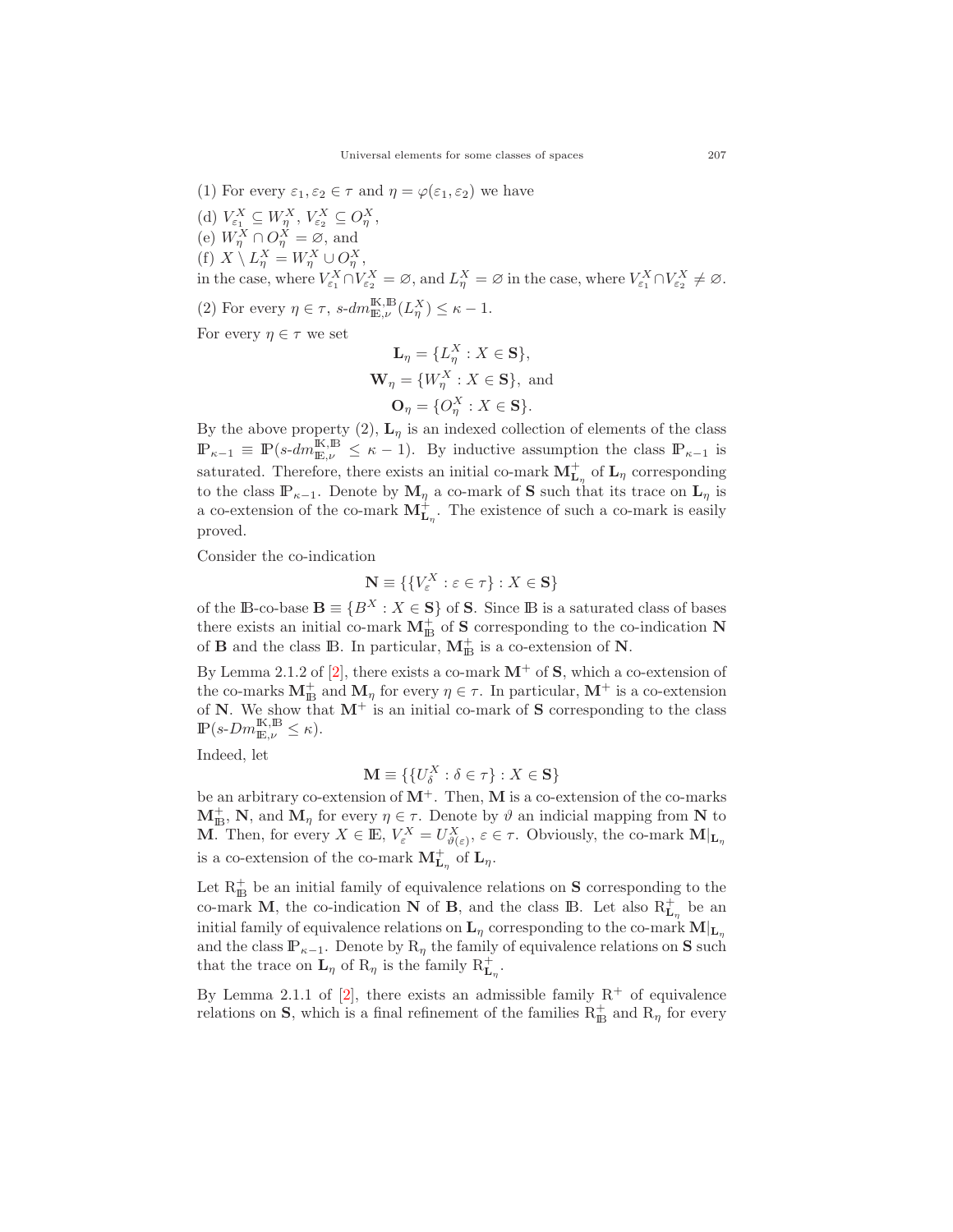(1) For every $\varepsilon_1, \varepsilon_2 \in \tau$ and $\eta = \varphi(\varepsilon_1, \varepsilon_2)$ we have

(d) $V^X_{\varepsilon_1} \subseteq W^X_\eta$, $V^X_{\varepsilon_2} \subseteq O^X_\eta$,

(e) $W^X_\eta \cap O^X_\eta = \varnothing$, and

(f) $X \setminus L^X_\eta = W^X_\eta \cup O^X_\eta$,

in the case, where $V^X_{\varepsilon_1} \cap V^X_{\varepsilon_2} = \varnothing$, and $L^X_\eta = \varnothing$ in the case, where $V^X_{\varepsilon_1} \cap V^X_{\varepsilon_2} \neq \varnothing$.

(2) For every $\eta \in \tau$, $s\text{-}dm^{\mathbb{K},\mathbb{B}}_{\mathbb{E},\nu}(L^X_\eta) \leq \kappa - 1$.

For every $\eta \in \tau$ we set

$$\mathbf{L}_\eta = \{L^X_\eta : X \in \mathbf{S}\},$$
$$\mathbf{W}_\eta = \{W^X_\eta : X \in \mathbf{S}\}, \text{ and}$$
$$\mathbf{O}_\eta = \{O^X_\eta : X \in \mathbf{S}\}.$$

By the above property (2), $\mathbf{L}_\eta$ is an indexed collection of elements of the class $\mathbb{P}_{\kappa-1} \equiv \mathbb{P}(s\text{-}dm^{\mathbb{K},\mathbb{B}}_{\mathbb{E},\nu} \leq \kappa - 1)$. By inductive assumption the class $\mathbb{P}_{\kappa-1}$ is saturated. Therefore, there exists an initial co-mark $\mathbf{M}^+_{\mathbf{L}_\eta}$ of $\mathbf{L}_\eta$ corresponding to the class $\mathbb{P}_{\kappa-1}$. Denote by $\mathbf{M}_\eta$ a co-mark of $\mathbf{S}$ such that its trace on $\mathbf{L}_\eta$ is a co-extension of the co-mark $\mathbf{M}^+_{\mathbf{L}_\eta}$. The existence of such a co-mark is easily proved.

Consider the co-indication

$$\mathbf{N} \equiv \{\{V^X_\varepsilon : \varepsilon \in \tau\} : X \in \mathbf{S}\}$$

of the $\mathbb{B}$-co-base $\mathbf{B} \equiv \{B^X : X \in \mathbf{S}\}$ of $\mathbf{S}$. Since $\mathbb{B}$ is a saturated class of bases there exists an initial co-mark $\mathbf{M}^+_{\mathbb{B}}$ of $\mathbf{S}$ corresponding to the co-indication $\mathbf{N}$ of $\mathbf{B}$ and the class $\mathbb{B}$. In particular, $\mathbf{M}^+_{\mathbb{B}}$ is a co-extension of $\mathbf{N}$.

By Lemma 2.1.2 of [2], there exists a co-mark $\mathbf{M}^+$ of $\mathbf{S}$, which a co-extension of the co-marks $\mathbf{M}^+_{\mathbb{B}}$ and $\mathbf{M}_\eta$ for every $\eta \in \tau$. In particular, $\mathbf{M}^+$ is a co-extension of $\mathbf{N}$. We show that $\mathbf{M}^+$ is an initial co-mark of $\mathbf{S}$ corresponding to the class $\mathbb{P}(s\text{-}Dm^{\mathbb{K},\mathbb{B}}_{\mathbb{E},\nu} \leq \kappa)$.

Indeed, let

$$\mathbf{M} \equiv \{\{U^X_\delta : \delta \in \tau\} : X \in \mathbf{S}\}$$

be an arbitrary co-extension of $\mathbf{M}^+$. Then, $\mathbf{M}$ is a co-extension of the co-marks $\mathbf{M}^+_{\mathbb{B}}$, $\mathbf{N}$, and $\mathbf{M}_\eta$ for every $\eta \in \tau$. Denote by $\vartheta$ an indicial mapping from $\mathbf{N}$ to $\mathbf{M}$. Then, for every $X \in \mathbb{E}$, $V^X_\varepsilon = U^X_{\vartheta(\varepsilon)}$, $\varepsilon \in \tau$. Obviously, the co-mark $\mathbf{M}|_{\mathbf{L}_\eta}$ is a co-extension of the co-mark $\mathbf{M}^+_{\mathbf{L}_\eta}$ of $\mathbf{L}_\eta$.

Let $\mathrm{R}^+_{\mathbb{B}}$ be an initial family of equivalence relations on $\mathbf{S}$ corresponding to the co-mark $\mathbf{M}$, the co-indication $\mathbf{N}$ of $\mathbf{B}$, and the class $\mathbb{B}$. Let also $\mathrm{R}^+_{\mathbf{L}_\eta}$ be an initial family of equivalence relations on $\mathbf{L}_\eta$ corresponding to the co-mark $\mathbf{M}|_{\mathbf{L}_\eta}$ and the class $\mathbb{P}_{\kappa-1}$. Denote by $\mathrm{R}_\eta$ the family of equivalence relations on $\mathbf{S}$ such that the trace on $\mathbf{L}_\eta$ of $\mathrm{R}_\eta$ is the family $\mathrm{R}^+_{\mathbf{L}_\eta}$.

By Lemma 2.1.1 of [2], there exists an admissible family $\mathrm{R}^+$ of equivalence relations on $\mathbf{S}$, which is a final refinement of the families $\mathrm{R}^+_{\mathbb{B}}$ and $\mathrm{R}_\eta$ for every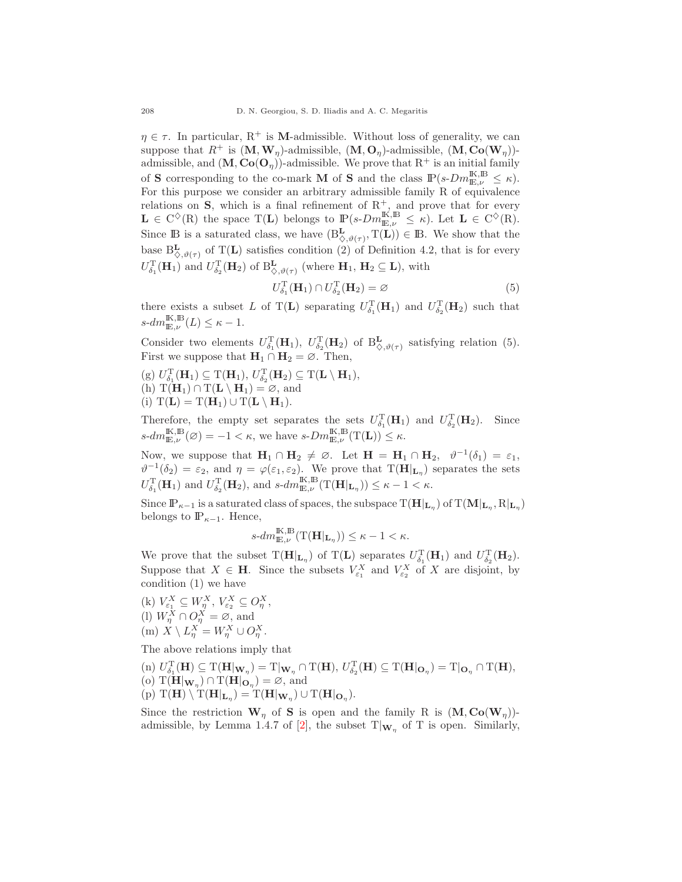$\eta \in \tau$. In particular, $\mathrm{R}^+$ is $\mathbf{M}$-admissible. Without loss of generality, we can suppose that $R^+$ is $(\mathbf{M}, \mathbf{W}_\eta)$-admissible, $(\mathbf{M}, \mathbf{O}_\eta)$-admissible, $(\mathbf{M}, \mathbf{Co}(\mathbf{W}_\eta))$-admissible, and $(\mathbf{M}, \mathbf{Co}(\mathbf{O}_\eta))$-admissible. We prove that $\mathrm{R}^+$ is an initial family of $\mathbf{S}$ corresponding to the co-mark $\mathbf{M}$ of $\mathbf{S}$ and the class $\mathbb{P}(s\text{-}Dm^{\mathbb{K},\mathbb{B}}_{\mathbb{E},\nu} \leq \kappa)$. For this purpose we consider an arbitrary admissible family R of equivalence relations on $\mathbf{S}$, which is a final refinement of $\mathrm{R}^+$, and prove that for every $\mathbf{L} \in \mathrm{C}^{\diamondsuit}(\mathrm{R})$ the space $\mathrm{T}(\mathbf{L})$ belongs to $\mathbb{P}(s\text{-}Dm^{\mathbb{K},\mathbb{B}}_{\mathbb{E},\nu} \leq \kappa)$. Let $\mathbf{L} \in \mathrm{C}^{\diamondsuit}(\mathrm{R})$. Since $\mathbb{B}$ is a saturated class, we have $(\mathrm{B}^{\mathbf{L}}_{\diamondsuit,\vartheta(\tau)}, \mathrm{T}(\mathbf{L})) \in \mathbb{B}$. We show that the base $\mathrm{B}^{\mathbf{L}}_{\diamondsuit,\vartheta(\tau)}$ of $\mathrm{T}(\mathbf{L})$ satisfies condition (2) of Definition 4.2, that is for every $U^{\mathrm{T}}_{\delta_1}(\mathbf{H}_1)$ and $U^{\mathrm{T}}_{\delta_2}(\mathbf{H}_2)$ of $\mathrm{B}^{\mathbf{L}}_{\diamondsuit,\vartheta(\tau)}$ (where $\mathbf{H}_1, \mathbf{H}_2 \subseteq \mathbf{L}$), with

$$U^{\mathrm{T}}_{\delta_1}(\mathbf{H}_1) \cap U^{\mathrm{T}}_{\delta_2}(\mathbf{H}_2) = \varnothing \tag{5}$$

there exists a subset $L$ of $\mathrm{T}(\mathbf{L})$ separating $U^{\mathrm{T}}_{\delta_1}(\mathbf{H}_1)$ and $U^{\mathrm{T}}_{\delta_2}(\mathbf{H}_2)$ such that $s\text{-}dm^{\mathbb{K},\mathbb{B}}_{\mathbb{E},\nu}(L) \leq \kappa - 1$.

Consider two elements $U^{\mathrm{T}}_{\delta_1}(\mathbf{H}_1)$, $U^{\mathrm{T}}_{\delta_2}(\mathbf{H}_2)$ of $\mathrm{B}^{\mathbf{L}}_{\diamondsuit,\vartheta(\tau)}$ satisfying relation (5). First we suppose that $\mathbf{H}_1 \cap \mathbf{H}_2 = \varnothing$. Then,

(g) $U^{\mathrm{T}}_{\delta_1}(\mathbf{H}_1) \subseteq \mathrm{T}(\mathbf{H}_1)$, $U^{\mathrm{T}}_{\delta_2}(\mathbf{H}_2) \subseteq \mathrm{T}(\mathbf{L} \setminus \mathbf{H}_1)$,
(h) $\mathrm{T}(\mathbf{H}_1) \cap \mathrm{T}(\mathbf{L} \setminus \mathbf{H}_1) = \varnothing$, and
(i) $\mathrm{T}(\mathbf{L}) = \mathrm{T}(\mathbf{H}_1) \cup \mathrm{T}(\mathbf{L} \setminus \mathbf{H}_1)$.

Therefore, the empty set separates the sets $U^{\mathrm{T}}_{\delta_1}(\mathbf{H}_1)$ and $U^{\mathrm{T}}_{\delta_2}(\mathbf{H}_2)$. Since $s\text{-}dm^{\mathbb{K},\mathbb{B}}_{\mathbb{E},\nu}(\varnothing) = -1 < \kappa$, we have $s\text{-}Dm^{\mathbb{K},\mathbb{B}}_{\mathbb{E},\nu}(\mathrm{T}(\mathbf{L})) \leq \kappa$.

Now, we suppose that $\mathbf{H}_1 \cap \mathbf{H}_2 \neq \varnothing$. Let $\mathbf{H} = \mathbf{H}_1 \cap \mathbf{H}_2$, $\vartheta^{-1}(\delta_1) = \varepsilon_1$, $\vartheta^{-1}(\delta_2) = \varepsilon_2$, and $\eta = \varphi(\varepsilon_1, \varepsilon_2)$. We prove that $\mathrm{T}(\mathbf{H}|_{\mathbf{L}_\eta})$ separates the sets $U^{\mathrm{T}}_{\delta_1}(\mathbf{H}_1)$ and $U^{\mathrm{T}}_{\delta_2}(\mathbf{H}_2)$, and $s\text{-}dm^{\mathbb{K},\mathbb{B}}_{\mathbb{E},\nu}(\mathrm{T}(\mathbf{H}|_{\mathbf{L}_\eta})) \leq \kappa - 1 < \kappa$.

Since $\mathbb{P}_{\kappa-1}$ is a saturated class of spaces, the subspace $\mathrm{T}(\mathbf{H}|_{\mathbf{L}_\eta})$ of $\mathrm{T}(\mathbf{M}|_{\mathbf{L}_\eta}, \mathrm{R}|_{\mathbf{L}_\eta})$ belongs to $\mathbb{P}_{\kappa-1}$. Hence,

$$s\text{-}dm^{\mathbb{K},\mathbb{B}}_{\mathbb{E},\nu}(\mathrm{T}(\mathbf{H}|_{\mathbf{L}_\eta})) \leq \kappa - 1 < \kappa.$$

We prove that the subset $\mathrm{T}(\mathbf{H}|_{\mathbf{L}_\eta})$ of $\mathrm{T}(\mathbf{L})$ separates $U^{\mathrm{T}}_{\delta_1}(\mathbf{H}_1)$ and $U^{\mathrm{T}}_{\delta_2}(\mathbf{H}_2)$. Suppose that $X \in \mathbf{H}$. Since the subsets $V^X_{\varepsilon_1}$ and $V^X_{\varepsilon_2}$ of $X$ are disjoint, by condition (1) we have

(k) $V^X_{\varepsilon_1} \subseteq W^X_\eta$, $V^X_{\varepsilon_2} \subseteq O^X_\eta$,
(l) $W^X_\eta \cap O^X_\eta = \varnothing$, and
(m) $X \setminus L^X_\eta = W^X_\eta \cup O^X_\eta$.

The above relations imply that

(n) $U^{\mathrm{T}}_{\delta_1}(\mathbf{H}) \subseteq \mathrm{T}(\mathbf{H}|_{\mathbf{W}_\eta}) = \mathrm{T}|_{\mathbf{W}_\eta} \cap \mathrm{T}(\mathbf{H})$, $U^{\mathrm{T}}_{\delta_2}(\mathbf{H}) \subseteq \mathrm{T}(\mathbf{H}|_{\mathbf{O}_\eta}) = \mathrm{T}|_{\mathbf{O}_\eta} \cap \mathrm{T}(\mathbf{H})$,
(o) $\mathrm{T}(\mathbf{H}|_{\mathbf{W}_\eta}) \cap \mathrm{T}(\mathbf{H}|_{\mathbf{O}_\eta}) = \varnothing$, and
(p) $\mathrm{T}(\mathbf{H}) \setminus \mathrm{T}(\mathbf{H}|_{\mathbf{L}_\eta}) = \mathrm{T}(\mathbf{H}|_{\mathbf{W}_\eta}) \cup \mathrm{T}(\mathbf{H}|_{\mathbf{O}_\eta})$.

Since the restriction $\mathbf{W}_\eta$ of $\mathbf{S}$ is open and the family R is $(\mathbf{M}, \mathbf{Co}(\mathbf{W}_\eta))$-admissible, by Lemma 1.4.7 of [2], the subset $\mathrm{T}|_{\mathbf{W}_\eta}$ of T is open. Similarly,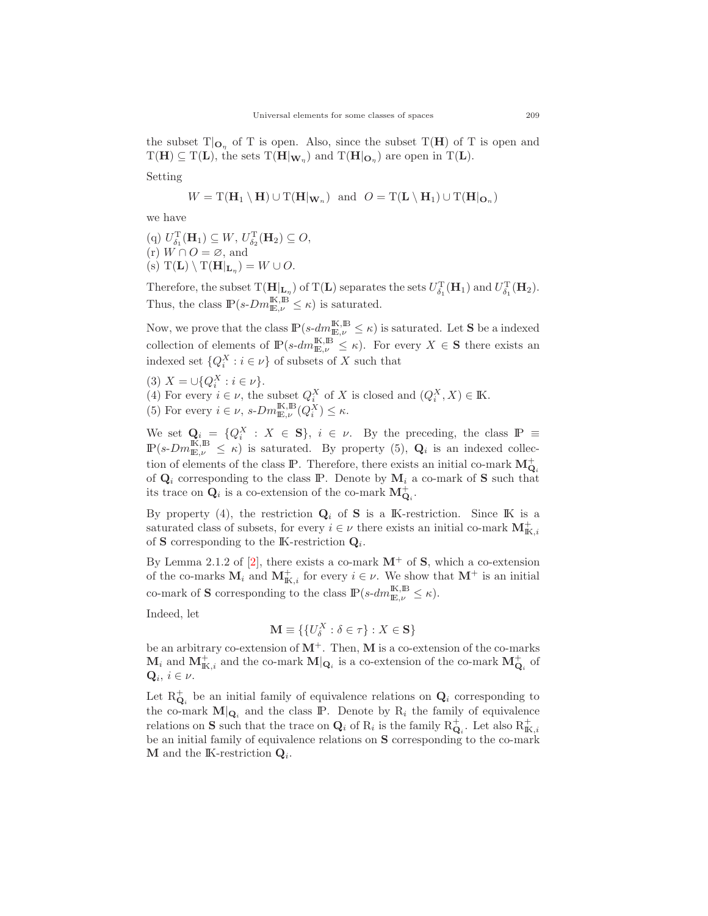the subset $\mathrm{T}|_{\mathbf{O}_\eta}$ of T is open. Also, since the subset $\mathrm{T}(\mathbf{H})$ of T is open and $\mathrm{T}(\mathbf{H}) \subseteq \mathrm{T}(\mathbf{L})$, the sets $\mathrm{T}(\mathbf{H}|_{\mathbf{W}_\eta})$ and $\mathrm{T}(\mathbf{H}|_{\mathbf{O}_\eta})$ are open in $\mathrm{T}(\mathbf{L})$.

Setting

$$W = \mathrm{T}(\mathbf{H}_1 \setminus \mathbf{H}) \cup \mathrm{T}(\mathbf{H}|_{\mathbf{W}_\eta}) \text{ and } O = \mathrm{T}(\mathbf{L} \setminus \mathbf{H}_1) \cup \mathrm{T}(\mathbf{H}|_{\mathbf{O}_\eta})$$

we have

(q) $U^{\mathrm{T}}_{\delta_1}(\mathbf{H}_1) \subseteq W$, $U^{\mathrm{T}}_{\delta_2}(\mathbf{H}_2) \subseteq O$,
(r) $W \cap O = \varnothing$, and
(s) $\mathrm{T}(\mathbf{L}) \setminus \mathrm{T}(\mathbf{H}|_{\mathbf{L}_\eta}) = W \cup O$.

Therefore, the subset $\mathrm{T}(\mathbf{H}|_{\mathbf{L}_\eta})$ of $\mathrm{T}(\mathbf{L})$ separates the sets $U^{\mathrm{T}}_{\delta_1}(\mathbf{H}_1)$ and $U^{\mathrm{T}}_{\delta_1}(\mathbf{H}_2)$. Thus, the class $\mathbb{P}(s\text{-}Dm^{\mathbb{K},\mathbb{B}}_{\mathbb{E},\nu} \le \kappa)$ is saturated.

Now, we prove that the class $\mathbb{P}(s\text{-}dm^{\mathbb{K},\mathbb{B}}_{\mathbb{E},\nu} \le \kappa)$ is saturated. Let $\mathbf{S}$ be a indexed collection of elements of $\mathbb{P}(s\text{-}dm^{\mathbb{K},\mathbb{B}}_{\mathbb{E},\nu} \le \kappa)$. For every $X \in \mathbf{S}$ there exists an indexed set $\{Q^X_i : i \in \nu\}$ of subsets of $X$ such that

(3) $X = \cup\{Q^X_i : i \in \nu\}$.
(4) For every $i \in \nu$, the subset $Q^X_i$ of $X$ is closed and $(Q^X_i, X) \in \mathbb{K}$.
(5) For every $i \in \nu$, $s\text{-}Dm^{\mathbb{K},\mathbb{B}}_{\mathbb{E},\nu}(Q^X_i) \le \kappa$.

We set $\mathbf{Q}_i = \{Q^X_i : X \in \mathbf{S}\}$, $i \in \nu$. By the preceding, the class $\mathbb{P} \equiv \mathbb{P}(s\text{-}Dm^{\mathbb{K},\mathbb{B}}_{\mathbb{E},\nu} \le \kappa)$ is saturated. By property (5), $\mathbf{Q}_i$ is an indexed collection of elements of the class $\mathbb{P}$. Therefore, there exists an initial co-mark $\mathbf{M}^+_{\mathbf{Q}_i}$ of $\mathbf{Q}_i$ corresponding to the class $\mathbb{P}$. Denote by $\mathbf{M}_i$ a co-mark of $\mathbf{S}$ such that its trace on $\mathbf{Q}_i$ is a co-extension of the co-mark $\mathbf{M}^+_{\mathbf{Q}_i}$.

By property (4), the restriction $\mathbf{Q}_i$ of $\mathbf{S}$ is a $\mathbb{K}$-restriction. Since $\mathbb{K}$ is a saturated class of subsets, for every $i \in \nu$ there exists an initial co-mark $\mathbf{M}^+_{\mathbb{K},i}$ of $\mathbf{S}$ corresponding to the $\mathbb{K}$-restriction $\mathbf{Q}_i$.

By Lemma 2.1.2 of [2], there exists a co-mark $\mathbf{M}^+$ of $\mathbf{S}$, which a co-extension of the co-marks $\mathbf{M}_i$ and $\mathbf{M}^+_{\mathbb{K},i}$ for every $i \in \nu$. We show that $\mathbf{M}^+$ is an initial co-mark of $\mathbf{S}$ corresponding to the class $\mathbb{P}(s\text{-}dm^{\mathbb{K},\mathbb{B}}_{\mathbb{E},\nu} \le \kappa)$.

Indeed, let

$$\mathbf{M} \equiv \{\{U^X_\delta : \delta \in \tau\} : X \in \mathbf{S}\}$$

be an arbitrary co-extension of $\mathbf{M}^+$. Then, $\mathbf{M}$ is a co-extension of the co-marks $\mathbf{M}_i$ and $\mathbf{M}^+_{\mathbb{K},i}$ and the co-mark $\mathbf{M}|_{\mathbf{Q}_i}$ is a co-extension of the co-mark $\mathbf{M}^+_{\mathbf{Q}_i}$ of $\mathbf{Q}_i$, $i \in \nu$.

Let $\mathrm{R}^+_{\mathbf{Q}_i}$ be an initial family of equivalence relations on $\mathbf{Q}_i$ corresponding to the co-mark $\mathbf{M}|_{\mathbf{Q}_i}$ and the class $\mathbb{P}$. Denote by $\mathrm{R}_i$ the family of equivalence relations on $\mathbf{S}$ such that the trace on $\mathbf{Q}_i$ of $\mathrm{R}_i$ is the family $\mathrm{R}^+_{\mathbf{Q}_i}$. Let also $\mathrm{R}^+_{\mathbb{K},i}$ be an initial family of equivalence relations on $\mathbf{S}$ corresponding to the co-mark $\mathbf{M}$ and the $\mathbb{K}$-restriction $\mathbf{Q}_i$.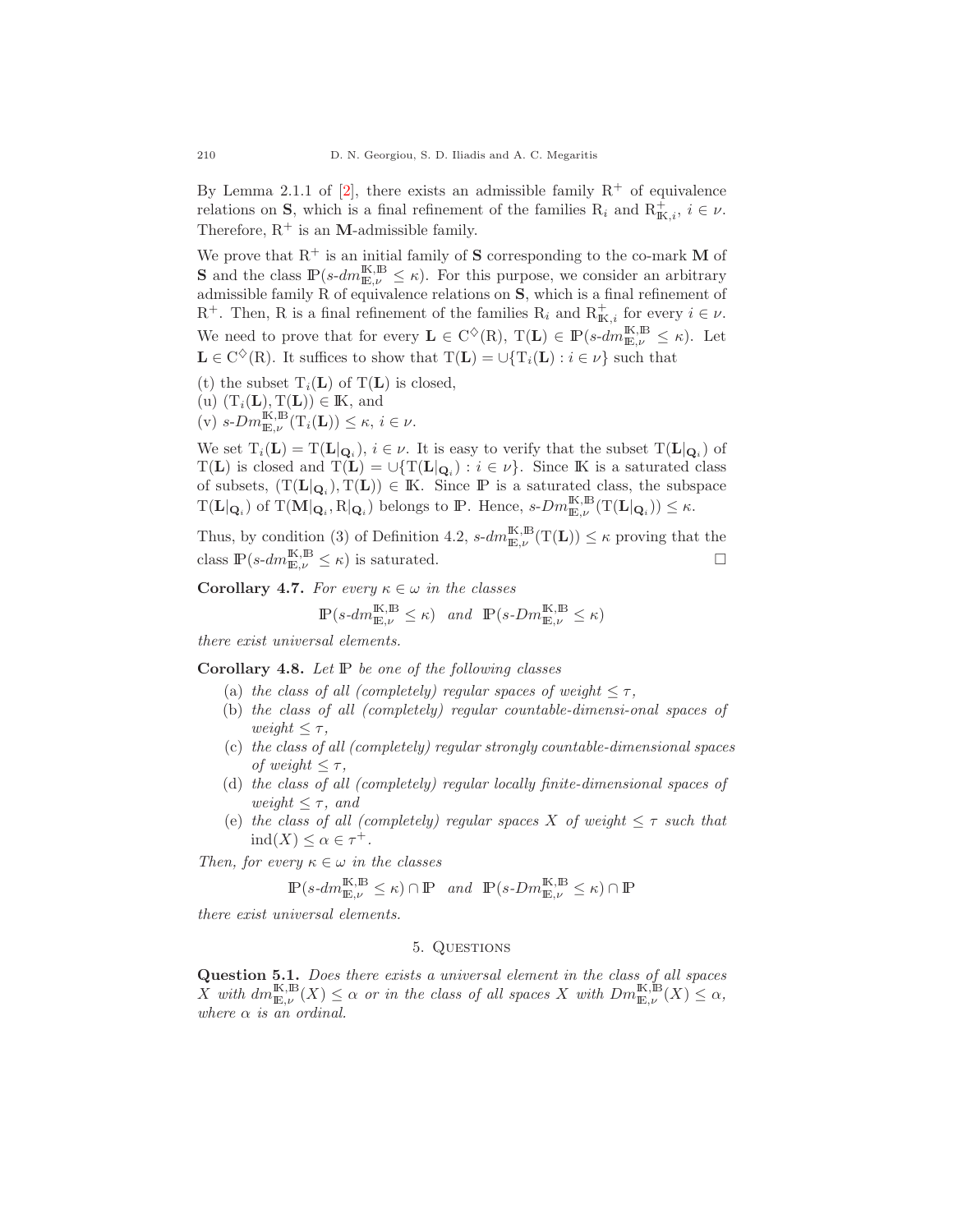By Lemma 2.1.1 of [2], there exists an admissible family $\mathrm{R}^+$ of equivalence relations on $\mathbf{S}$, which is a final refinement of the families $\mathrm{R}_i$ and $\mathrm{R}^+_{\mathbb{K},i}$, $i \in \nu$. Therefore, $\mathrm{R}^+$ is an $\mathbf{M}$-admissible family.

We prove that $\mathrm{R}^+$ is an initial family of $\mathbf{S}$ corresponding to the co-mark $\mathbf{M}$ of $\mathbf{S}$ and the class $\mathbb{P}(s\text{-}dm^{\mathbb{K},\mathbb{B}}_{\mathbb{E},\nu} \leq \kappa)$. For this purpose, we consider an arbitrary admissible family R of equivalence relations on $\mathbf{S}$, which is a final refinement of $\mathrm{R}^+$. Then, R is a final refinement of the families $\mathrm{R}_i$ and $\mathrm{R}^+_{\mathbb{K},i}$ for every $i \in \nu$. We need to prove that for every $\mathbf{L} \in \mathrm{C}^{\diamondsuit}(\mathrm{R})$, $\mathrm{T}(\mathbf{L}) \in \mathbb{P}(s\text{-}dm^{\mathbb{K},\mathbb{B}}_{\mathbb{E},\nu} \leq \kappa)$. Let $\mathbf{L} \in \mathrm{C}^{\diamondsuit}(\mathrm{R})$. It suffices to show that $\mathrm{T}(\mathbf{L}) = \cup\{\mathrm{T}_i(\mathbf{L}) : i \in \nu\}$ such that

(t) the subset $\mathrm{T}_i(\mathbf{L})$ of $\mathrm{T}(\mathbf{L})$ is closed,
(u) $(\mathrm{T}_i(\mathbf{L}), \mathrm{T}(\mathbf{L})) \in \mathbb{K}$, and
(v) $s\text{-}Dm^{\mathbb{K},\mathbb{B}}_{\mathbb{E},\nu}(\mathrm{T}_i(\mathbf{L})) \leq \kappa$, $i \in \nu$.

We set $\mathrm{T}_i(\mathbf{L}) = \mathrm{T}(\mathbf{L}|_{\mathbf{Q}_i})$, $i \in \nu$. It is easy to verify that the subset $\mathrm{T}(\mathbf{L}|_{\mathbf{Q}_i})$ of $\mathrm{T}(\mathbf{L})$ is closed and $\mathrm{T}(\mathbf{L}) = \cup\{\mathrm{T}(\mathbf{L}|_{\mathbf{Q}_i}) : i \in \nu\}$. Since $\mathbb{K}$ is a saturated class of subsets, $(\mathrm{T}(\mathbf{L}|_{\mathbf{Q}_i}), \mathrm{T}(\mathbf{L})) \in \mathbb{K}$. Since $\mathbb{P}$ is a saturated class, the subspace $\mathrm{T}(\mathbf{L}|_{\mathbf{Q}_i})$ of $\mathrm{T}(\mathbf{M}|_{\mathbf{Q}_i}, \mathrm{R}|_{\mathbf{Q}_i})$ belongs to $\mathbb{P}$. Hence, $s\text{-}Dm^{\mathbb{K},\mathbb{B}}_{\mathbb{E},\nu}(\mathrm{T}(\mathbf{L}|_{\mathbf{Q}_i})) \leq \kappa$.

Thus, by condition (3) of Definition 4.2, $s\text{-}dm^{\mathbb{K},\mathbb{B}}_{\mathbb{E},\nu}(\mathrm{T}(\mathbf{L})) \leq \kappa$ proving that the class $\mathbb{P}(s\text{-}dm^{\mathbb{K},\mathbb{B}}_{\mathbb{E},\nu} \leq \kappa)$ is saturated. □

**Corollary 4.7.** *For every $\kappa \in \omega$ in the classes*

$$\mathbb{P}(s\text{-}dm^{\mathbb{K},\mathbb{B}}_{\mathbb{E},\nu} \leq \kappa) \quad \text{and} \quad \mathbb{P}(s\text{-}Dm^{\mathbb{K},\mathbb{B}}_{\mathbb{E},\nu} \leq \kappa)$$

*there exist universal elements.*

**Corollary 4.8.** *Let $\mathbb{P}$ be one of the following classes*

(a) *the class of all (completely) regular spaces of weight $\leq \tau$,*
(b) *the class of all (completely) regular countable-dimensi-onal spaces of weight $\leq \tau$,*
(c) *the class of all (completely) regular strongly countable-dimensional spaces of weight $\leq \tau$,*
(d) *the class of all (completely) regular locally finite-dimensional spaces of weight $\leq \tau$, and*
(e) *the class of all (completely) regular spaces $X$ of weight $\leq \tau$ such that $\mathrm{ind}(X) \leq \alpha \in \tau^+$.*

*Then, for every $\kappa \in \omega$ in the classes*

$$\mathbb{P}(s\text{-}dm^{\mathbb{K},\mathbb{B}}_{\mathbb{E},\nu} \leq \kappa) \cap \mathbb{P} \quad \text{and} \quad \mathbb{P}(s\text{-}Dm^{\mathbb{K},\mathbb{B}}_{\mathbb{E},\nu} \leq \kappa) \cap \mathbb{P}$$

*there exist universal elements.*

## 5. Questions

**Question 5.1.** *Does there exists a universal element in the class of all spaces $X$ with $dm^{\mathbb{K},\mathbb{B}}_{\mathbb{E},\nu}(X) \leq \alpha$ or in the class of all spaces $X$ with $Dm^{\mathbb{K},\mathbb{B}}_{\mathbb{E},\nu}(X) \leq \alpha$, where $\alpha$ is an ordinal.*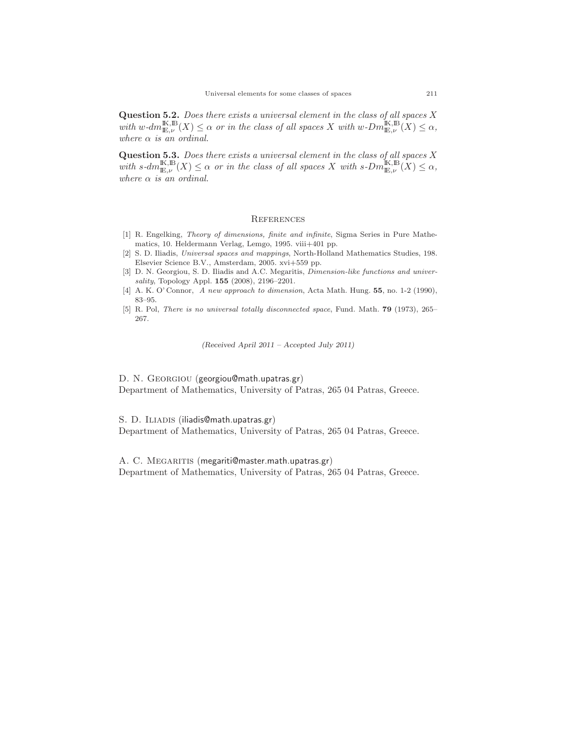**Question 5.2.** *Does there exists a universal element in the class of all spaces $X$ with $w$-$dm^{\mathbb{K},\mathbb{B}}_{\mathbb{E},\nu}(X) \leq \alpha$ or in the class of all spaces $X$ with $w$-$Dm^{\mathbb{K},\mathbb{B}}_{\mathbb{E},\nu}(X) \leq \alpha$, where $\alpha$ is an ordinal.*

**Question 5.3.** *Does there exists a universal element in the class of all spaces $X$ with $s$-$dm^{\mathbb{K},\mathbb{B}}_{\mathbb{E},\nu}(X) \leq \alpha$ or in the class of all spaces $X$ with $s$-$Dm^{\mathbb{K},\mathbb{B}}_{\mathbb{E},\nu}(X) \leq \alpha$, where $\alpha$ is an ordinal.*

## References

[1] R. Engelking, *Theory of dimensions, finite and infinite*, Sigma Series in Pure Mathematics, 10. Heldermann Verlag, Lemgo, 1995. viii+401 pp.

[2] S. D. Iliadis, *Universal spaces and mappings*, North-Holland Mathematics Studies, 198. Elsevier Science B.V., Amsterdam, 2005. xvi+559 pp.

[3] D. N. Georgiou, S. D. Iliadis and A.C. Megaritis, *Dimension-like functions and universality*, Topology Appl. **155** (2008), 2196–2201.

[4] A. K. O' Connor, *A new approach to dimension*, Acta Math. Hung. **55**, no. 1-2 (1990), 83–95.

[5] R. Pol, *There is no universal totally disconnected space*, Fund. Math. **79** (1973), 265–267.

*(Received April 2011 – Accepted July 2011)*

D. N. Georgiou (georgiou@math.upatras.gr)
Department of Mathematics, University of Patras, 265 04 Patras, Greece.

S. D. Iliadis (iliadis@math.upatras.gr)
Department of Mathematics, University of Patras, 265 04 Patras, Greece.

A. C. Megaritis (megariti@master.math.upatras.gr)
Department of Mathematics, University of Patras, 265 04 Patras, Greece.